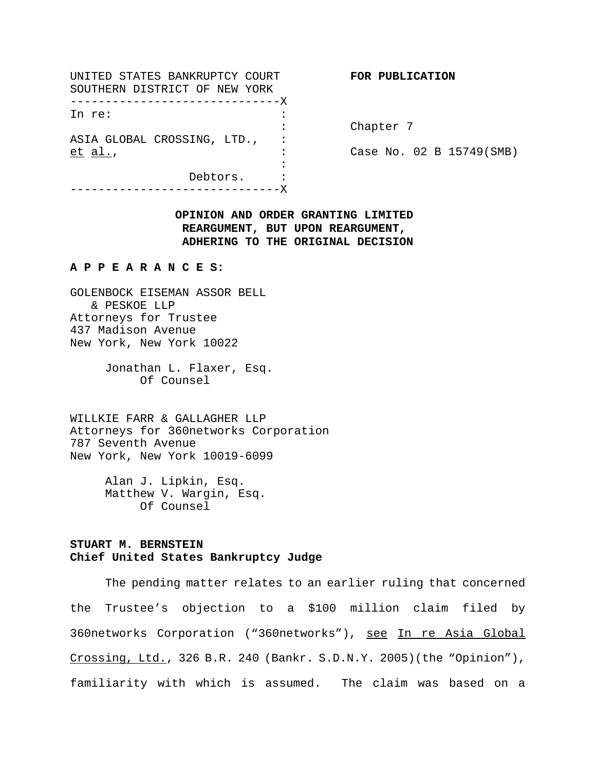UNITED STATES BANKRUPTCY COURT
SOUTHERN DISTRICT OF NEW YORK

**FOR PUBLICATION**

```
------------------------------X
In re:                        :
                              :     Chapter 7
ASIA GLOBAL CROSSING, LTD.,   :
et al.,                       :     Case No. 02 B 15749(SMB)
                              :
                 Debtors.     :
------------------------------X
```

**OPINION AND ORDER GRANTING LIMITED REARGUMENT, BUT UPON REARGUMENT, ADHERING TO THE ORIGINAL DECISION**

**A P P E A R A N C E S:**

GOLENBOCK EISEMAN ASSOR BELL & PESKOE LLP
Attorneys for Trustee
437 Madison Avenue
New York, New York 10022

Jonathan L. Flaxer, Esq.
Of Counsel

WILLKIE FARR & GALLAGHER LLP
Attorneys for 360networks Corporation
787 Seventh Avenue
New York, New York 10019-6099

Alan J. Lipkin, Esq.
Matthew V. Wargin, Esq.
Of Counsel

**STUART M. BERNSTEIN**
**Chief United States Bankruptcy Judge**

The pending matter relates to an earlier ruling that concerned the Trustee's objection to a $100 million claim filed by 360networks Corporation ("360networks"), see In re Asia Global Crossing, Ltd., 326 B.R. 240 (Bankr. S.D.N.Y. 2005)(the "Opinion"), familiarity with which is assumed. The claim was based on a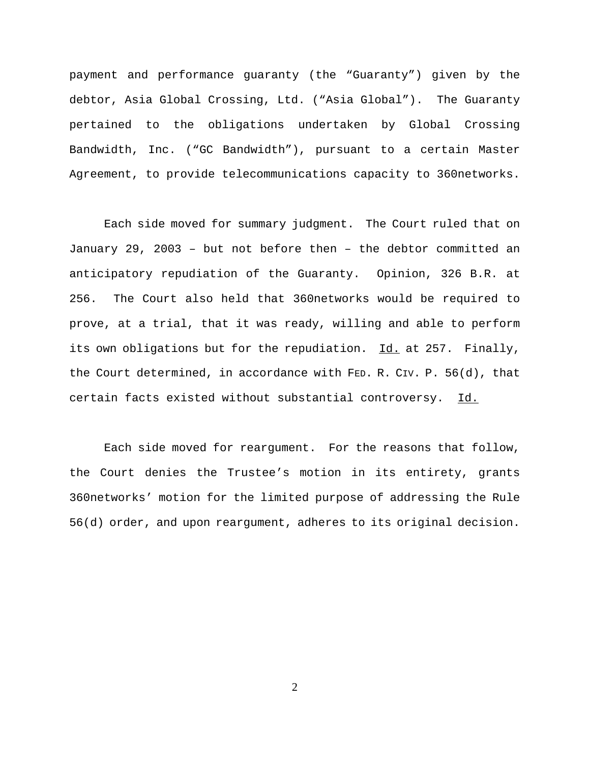payment and performance guaranty (the "Guaranty") given by the debtor, Asia Global Crossing, Ltd. ("Asia Global"). The Guaranty pertained to the obligations undertaken by Global Crossing Bandwidth, Inc. ("GC Bandwidth"), pursuant to a certain Master Agreement, to provide telecommunications capacity to 360networks.

Each side moved for summary judgment. The Court ruled that on January 29, 2003 – but not before then – the debtor committed an anticipatory repudiation of the Guaranty. Opinion, 326 B.R. at 256. The Court also held that 360networks would be required to prove, at a trial, that it was ready, willing and able to perform its own obligations but for the repudiation. Id. at 257. Finally, the Court determined, in accordance with FED. R. CIV. P. 56(d), that certain facts existed without substantial controversy. Id.

Each side moved for reargument. For the reasons that follow, the Court denies the Trustee's motion in its entirety, grants 360networks' motion for the limited purpose of addressing the Rule 56(d) order, and upon reargument, adheres to its original decision.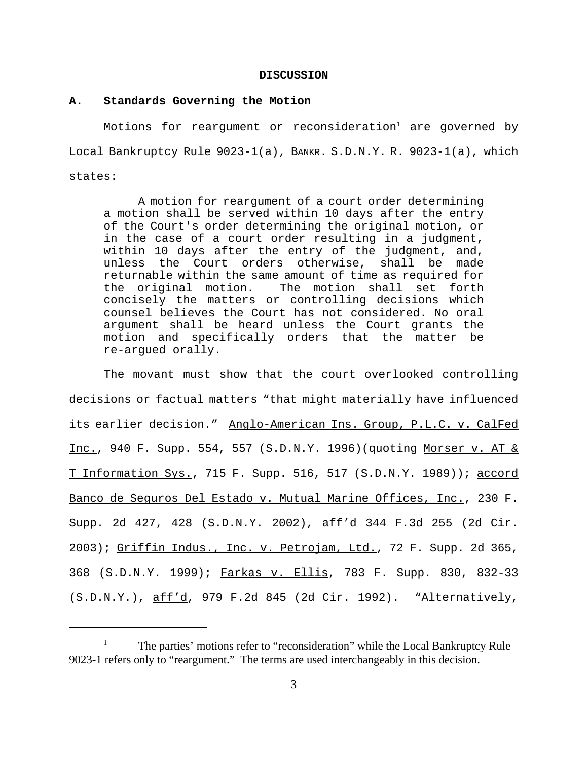## DISCUSSION

### A. Standards Governing the Motion

Motions for reargument or reconsideration[1] are governed by Local Bankruptcy Rule 9023-1(a), BANKR. S.D.N.Y. R. 9023-1(a), which states:

> A motion for reargument of a court order determining a motion shall be served within 10 days after the entry of the Court's order determining the original motion, or in the case of a court order resulting in a judgment, within 10 days after the entry of the judgment, and, unless the Court orders otherwise, shall be made returnable within the same amount of time as required for the original motion. The motion shall set forth concisely the matters or controlling decisions which counsel believes the Court has not considered. No oral argument shall be heard unless the Court grants the motion and specifically orders that the matter be re-argued orally.

The movant must show that the court overlooked controlling decisions or factual matters "that might materially have influenced its earlier decision." Anglo-American Ins. Group, P.L.C. v. CalFed Inc., 940 F. Supp. 554, 557 (S.D.N.Y. 1996)(quoting Morser v. AT & T Information Sys., 715 F. Supp. 516, 517 (S.D.N.Y. 1989)); accord Banco de Seguros Del Estado v. Mutual Marine Offices, Inc., 230 F. Supp. 2d 427, 428 (S.D.N.Y. 2002), aff'd 344 F.3d 255 (2d Cir. 2003); Griffin Indus., Inc. v. Petrojam, Ltd., 72 F. Supp. 2d 365, 368 (S.D.N.Y. 1999); Farkas v. Ellis, 783 F. Supp. 830, 832-33 (S.D.N.Y.), aff'd, 979 F.2d 845 (2d Cir. 1992). "Alternatively,

---

[1] The parties' motions refer to "reconsideration" while the Local Bankruptcy Rule 9023-1 refers only to "reargument." The terms are used interchangeably in this decision.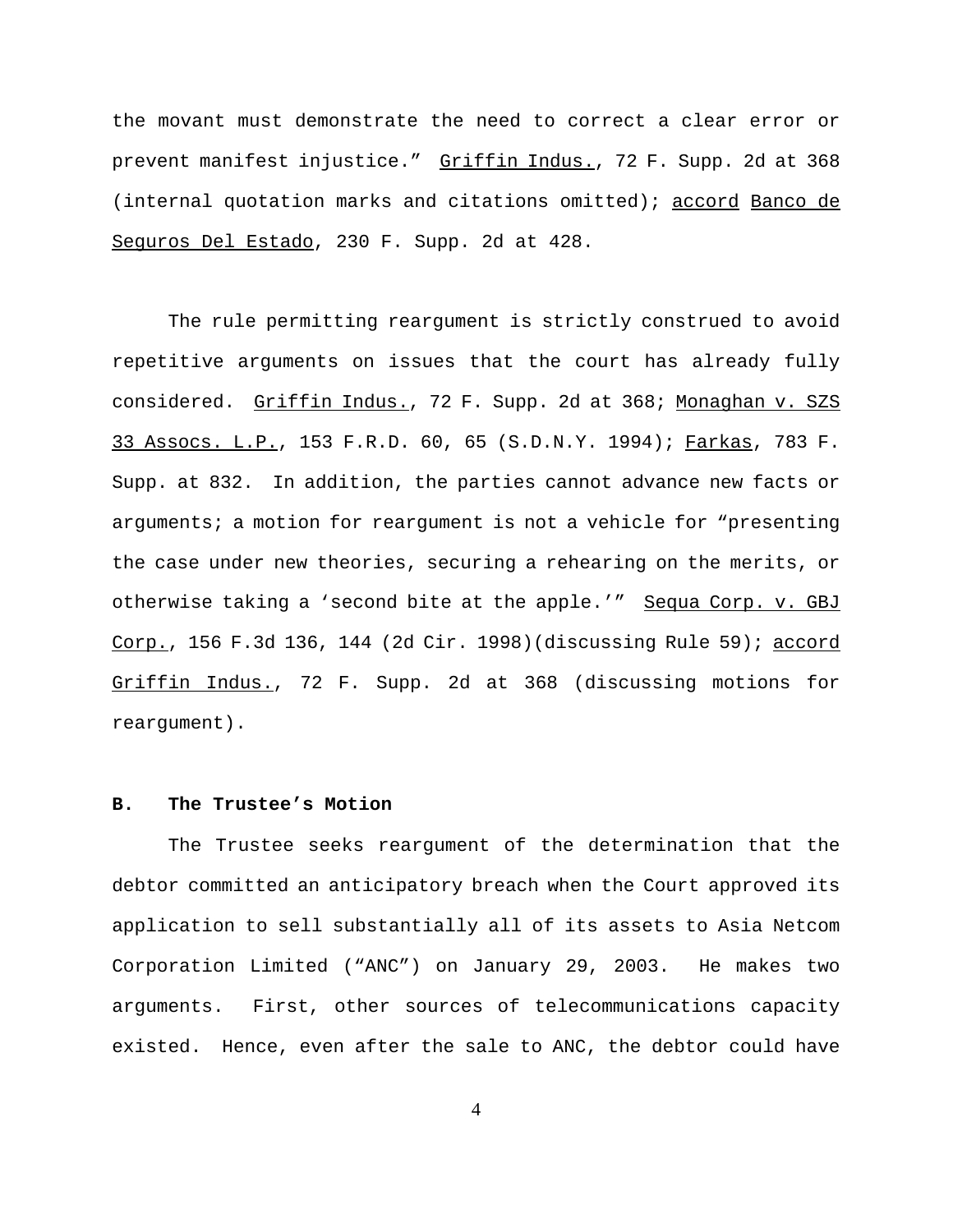the movant must demonstrate the need to correct a clear error or prevent manifest injustice." Griffin Indus., 72 F. Supp. 2d at 368 (internal quotation marks and citations omitted); accord Banco de Seguros Del Estado, 230 F. Supp. 2d at 428.

The rule permitting reargument is strictly construed to avoid repetitive arguments on issues that the court has already fully considered. Griffin Indus., 72 F. Supp. 2d at 368; Monaghan v. SZS 33 Assocs. L.P., 153 F.R.D. 60, 65 (S.D.N.Y. 1994); Farkas, 783 F. Supp. at 832. In addition, the parties cannot advance new facts or arguments; a motion for reargument is not a vehicle for "presenting the case under new theories, securing a rehearing on the merits, or otherwise taking a 'second bite at the apple.'" Sequa Corp. v. GBJ Corp., 156 F.3d 136, 144 (2d Cir. 1998)(discussing Rule 59); accord Griffin Indus., 72 F. Supp. 2d at 368 (discussing motions for reargument).

**B. The Trustee's Motion**

The Trustee seeks reargument of the determination that the debtor committed an anticipatory breach when the Court approved its application to sell substantially all of its assets to Asia Netcom Corporation Limited ("ANC") on January 29, 2003. He makes two arguments. First, other sources of telecommunications capacity existed. Hence, even after the sale to ANC, the debtor could have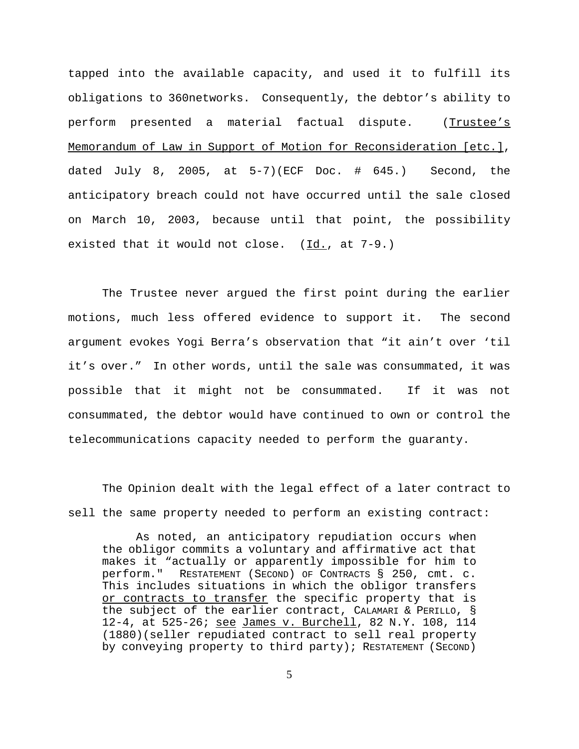tapped into the available capacity, and used it to fulfill its obligations to 360networks. Consequently, the debtor's ability to perform presented a material factual dispute. (Trustee's Memorandum of Law in Support of Motion for Reconsideration [etc.], dated July 8, 2005, at 5-7)(ECF Doc. # 645.) Second, the anticipatory breach could not have occurred until the sale closed on March 10, 2003, because until that point, the possibility existed that it would not close. (Id., at 7-9.)

The Trustee never argued the first point during the earlier motions, much less offered evidence to support it. The second argument evokes Yogi Berra's observation that "it ain't over 'til it's over." In other words, until the sale was consummated, it was possible that it might not be consummated. If it was not consummated, the debtor would have continued to own or control the telecommunications capacity needed to perform the guaranty.

The Opinion dealt with the legal effect of a later contract to sell the same property needed to perform an existing contract:

> As noted, an anticipatory repudiation occurs when the obligor commits a voluntary and affirmative act that makes it "actually or apparently impossible for him to perform." RESTATEMENT (SECOND) OF CONTRACTS § 250, cmt. c. This includes situations in which the obligor transfers <u>or contracts to transfer</u> the specific property that is the subject of the earlier contract, CALAMARI & PERILLO, § 12-4, at 525-26; see James v. Burchell, 82 N.Y. 108, 114 (1880)(seller repudiated contract to sell real property by conveying property to third party); RESTATEMENT (SECOND)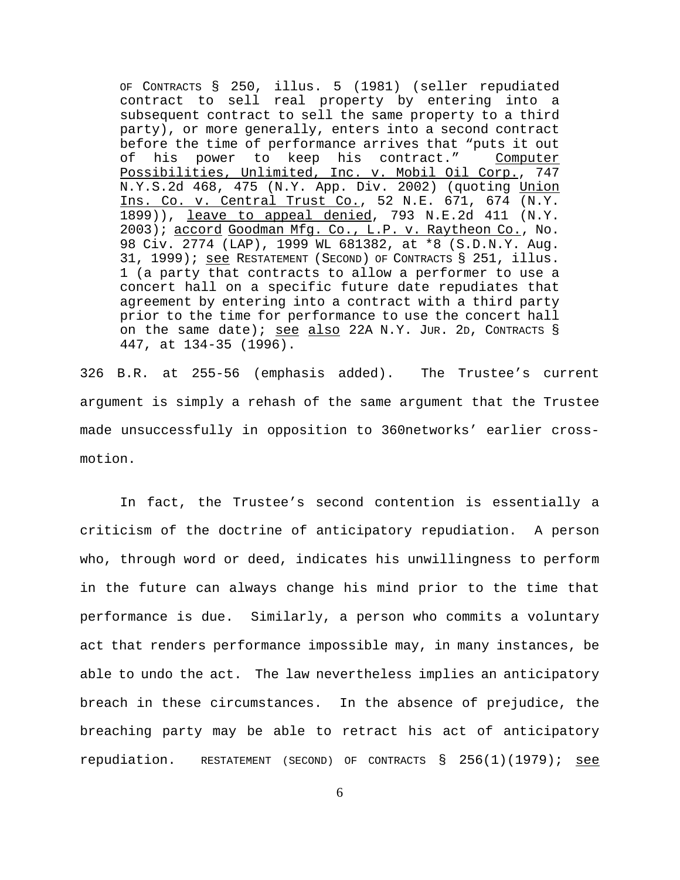> OF CONTRACTS § 250, illus. 5 (1981) (seller repudiated contract to sell real property by entering into a subsequent contract to sell the same property to a third party), or more generally, enters into a second contract before the time of performance arrives that "puts it out of his power to keep his contract." Computer Possibilities, Unlimited, Inc. v. Mobil Oil Corp., 747 N.Y.S.2d 468, 475 (N.Y. App. Div. 2002) (quoting Union Ins. Co. v. Central Trust Co., 52 N.E. 671, 674 (N.Y. 1899)), leave to appeal denied, 793 N.E.2d 411 (N.Y. 2003); accord Goodman Mfg. Co., L.P. v. Raytheon Co., No. 98 Civ. 2774 (LAP), 1999 WL 681382, at *8 (S.D.N.Y. Aug. 31, 1999); see RESTATEMENT (SECOND) OF CONTRACTS § 251, illus. 1 (a party that contracts to allow a performer to use a concert hall on a specific future date repudiates that agreement by entering into a contract with a third party prior to the time for performance to use the concert hall on the same date); see also 22A N.Y. JUR. 2D, CONTRACTS § 447, at 134-35 (1996).

326 B.R. at 255-56 (emphasis added). The Trustee's current argument is simply a rehash of the same argument that the Trustee made unsuccessfully in opposition to 360networks' earlier cross-motion.

In fact, the Trustee's second contention is essentially a criticism of the doctrine of anticipatory repudiation. A person who, through word or deed, indicates his unwillingness to perform in the future can always change his mind prior to the time that performance is due. Similarly, a person who commits a voluntary act that renders performance impossible may, in many instances, be able to undo the act. The law nevertheless implies an anticipatory breach in these circumstances. In the absence of prejudice, the breaching party may be able to retract his act of anticipatory repudiation. RESTATEMENT (SECOND) OF CONTRACTS § 256(1)(1979); see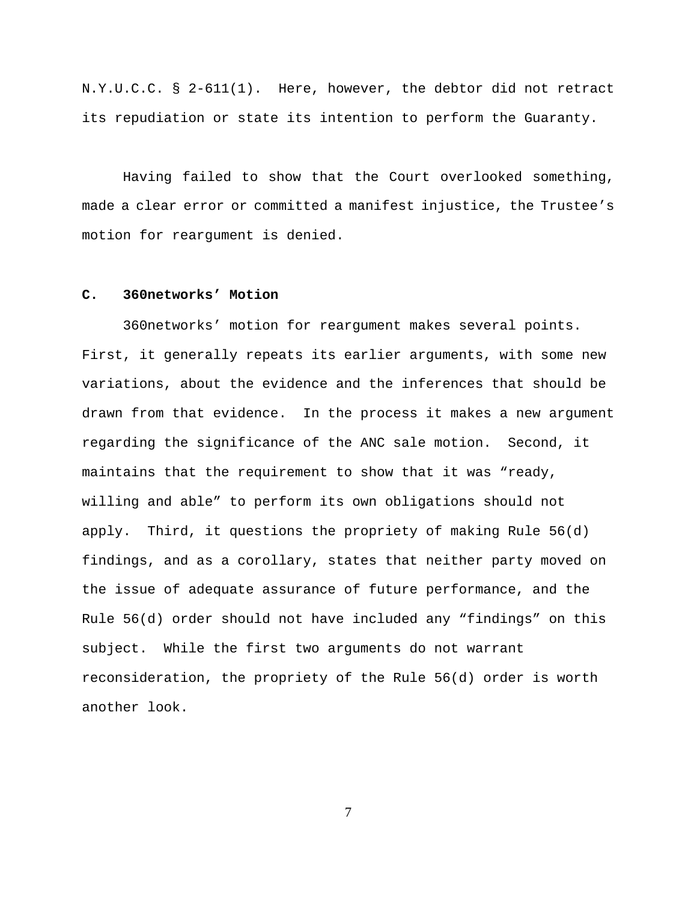N.Y.U.C.C. § 2-611(1). Here, however, the debtor did not retract its repudiation or state its intention to perform the Guaranty.

Having failed to show that the Court overlooked something, made a clear error or committed a manifest injustice, the Trustee's motion for reargument is denied.

**C. 360networks' Motion**

360networks' motion for reargument makes several points. First, it generally repeats its earlier arguments, with some new variations, about the evidence and the inferences that should be drawn from that evidence. In the process it makes a new argument regarding the significance of the ANC sale motion. Second, it maintains that the requirement to show that it was "ready, willing and able" to perform its own obligations should not apply. Third, it questions the propriety of making Rule 56(d) findings, and as a corollary, states that neither party moved on the issue of adequate assurance of future performance, and the Rule 56(d) order should not have included any "findings" on this subject. While the first two arguments do not warrant reconsideration, the propriety of the Rule 56(d) order is worth another look.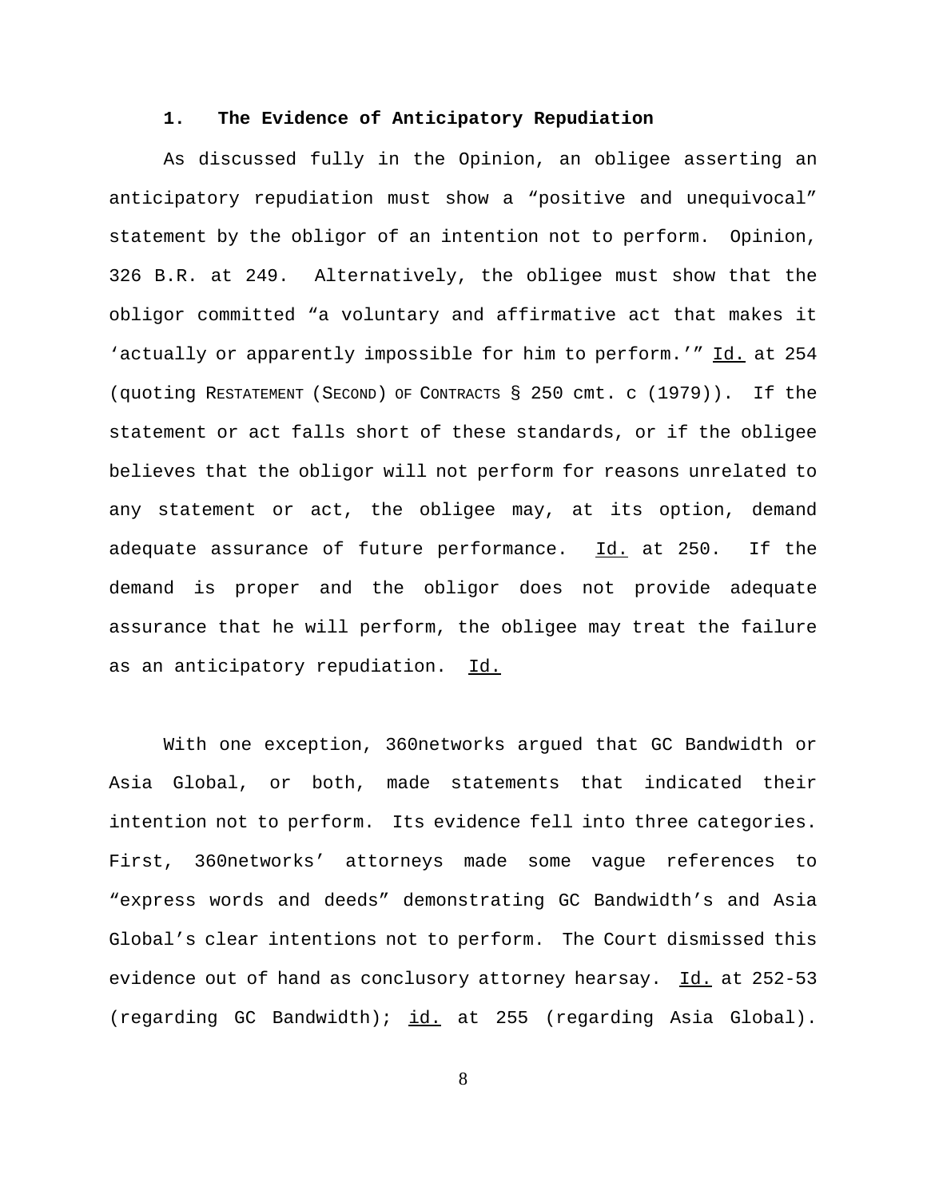### 1. The Evidence of Anticipatory Repudiation

As discussed fully in the Opinion, an obligee asserting an anticipatory repudiation must show a "positive and unequivocal" statement by the obligor of an intention not to perform. Opinion, 326 B.R. at 249. Alternatively, the obligee must show that the obligor committed "a voluntary and affirmative act that makes it 'actually or apparently impossible for him to perform.'" Id. at 254 (quoting RESTATEMENT (SECOND) OF CONTRACTS § 250 cmt. c (1979)). If the statement or act falls short of these standards, or if the obligee believes that the obligor will not perform for reasons unrelated to any statement or act, the obligee may, at its option, demand adequate assurance of future performance. Id. at 250. If the demand is proper and the obligor does not provide adequate assurance that he will perform, the obligee may treat the failure as an anticipatory repudiation. Id.

With one exception, 360networks argued that GC Bandwidth or Asia Global, or both, made statements that indicated their intention not to perform. Its evidence fell into three categories. First, 360networks' attorneys made some vague references to "express words and deeds" demonstrating GC Bandwidth's and Asia Global's clear intentions not to perform. The Court dismissed this evidence out of hand as conclusory attorney hearsay. Id. at 252-53 (regarding GC Bandwidth); id. at 255 (regarding Asia Global).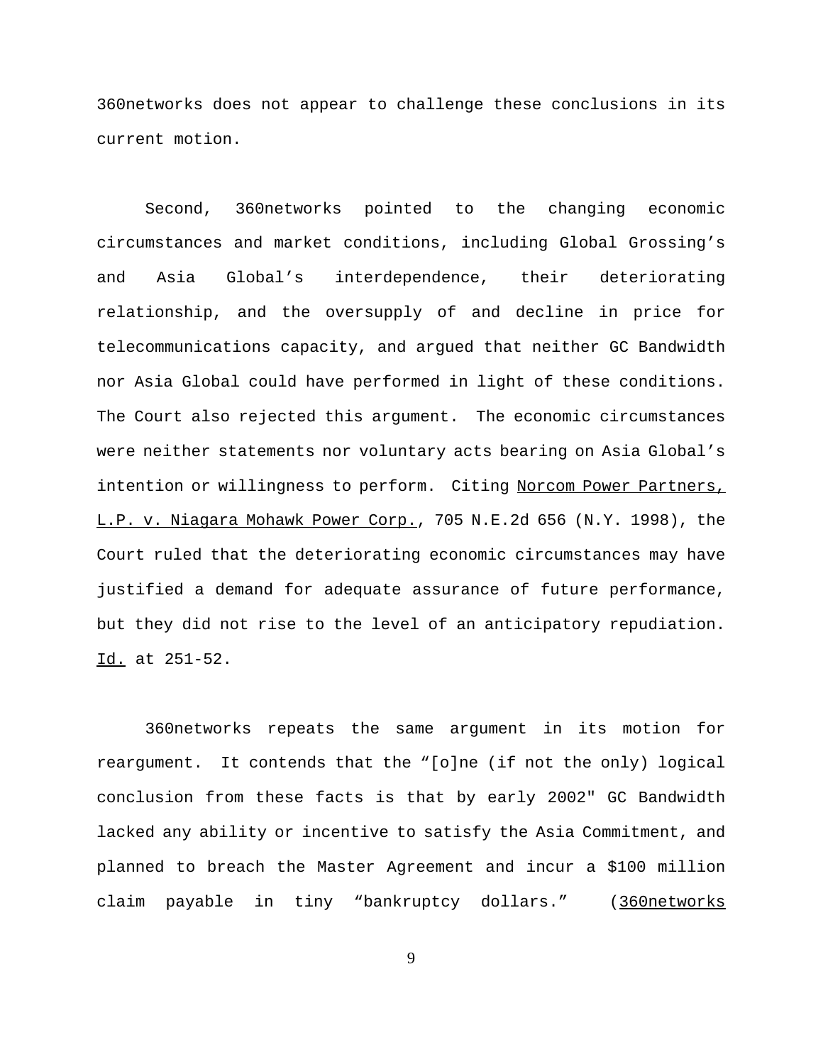360networks does not appear to challenge these conclusions in its current motion.

Second, 360networks pointed to the changing economic circumstances and market conditions, including Global Grossing's and Asia Global's interdependence, their deteriorating relationship, and the oversupply of and decline in price for telecommunications capacity, and argued that neither GC Bandwidth nor Asia Global could have performed in light of these conditions. The Court also rejected this argument. The economic circumstances were neither statements nor voluntary acts bearing on Asia Global's intention or willingness to perform. Citing Norcom Power Partners, L.P. v. Niagara Mohawk Power Corp., 705 N.E.2d 656 (N.Y. 1998), the Court ruled that the deteriorating economic circumstances may have justified a demand for adequate assurance of future performance, but they did not rise to the level of an anticipatory repudiation. Id. at 251-52.

360networks repeats the same argument in its motion for reargument. It contends that the "[o]ne (if not the only) logical conclusion from these facts is that by early 2002" GC Bandwidth lacked any ability or incentive to satisfy the Asia Commitment, and planned to breach the Master Agreement and incur a $100 million claim payable in tiny "bankruptcy dollars." (360networks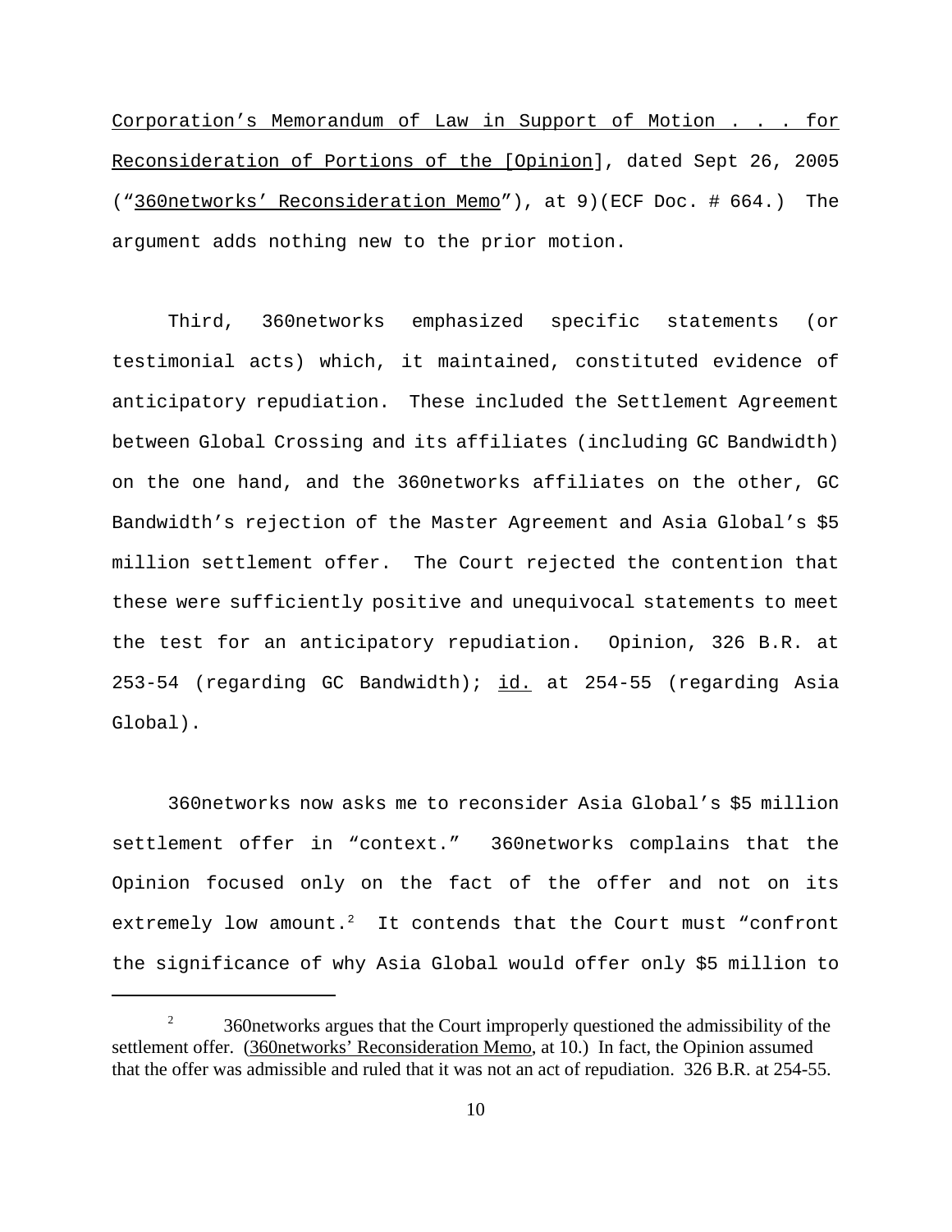Corporation's Memorandum of Law in Support of Motion . . . for Reconsideration of Portions of the [Opinion], dated Sept 26, 2005 ("360networks' Reconsideration Memo"), at 9)(ECF Doc. # 664.) The argument adds nothing new to the prior motion.

Third, 360networks emphasized specific statements (or testimonial acts) which, it maintained, constituted evidence of anticipatory repudiation. These included the Settlement Agreement between Global Crossing and its affiliates (including GC Bandwidth) on the one hand, and the 360networks affiliates on the other, GC Bandwidth's rejection of the Master Agreement and Asia Global's $5 million settlement offer. The Court rejected the contention that these were sufficiently positive and unequivocal statements to meet the test for an anticipatory repudiation. Opinion, 326 B.R. at 253-54 (regarding GC Bandwidth); id. at 254-55 (regarding Asia Global).

360networks now asks me to reconsider Asia Global's $5 million settlement offer in "context." 360networks complains that the Opinion focused only on the fact of the offer and not on its extremely low amount.[2] It contends that the Court must "confront the significance of why Asia Global would offer only $5 million to

[2] 360networks argues that the Court improperly questioned the admissibility of the settlement offer. (360networks' Reconsideration Memo, at 10.) In fact, the Opinion assumed that the offer was admissible and ruled that it was not an act of repudiation. 326 B.R. at 254-55.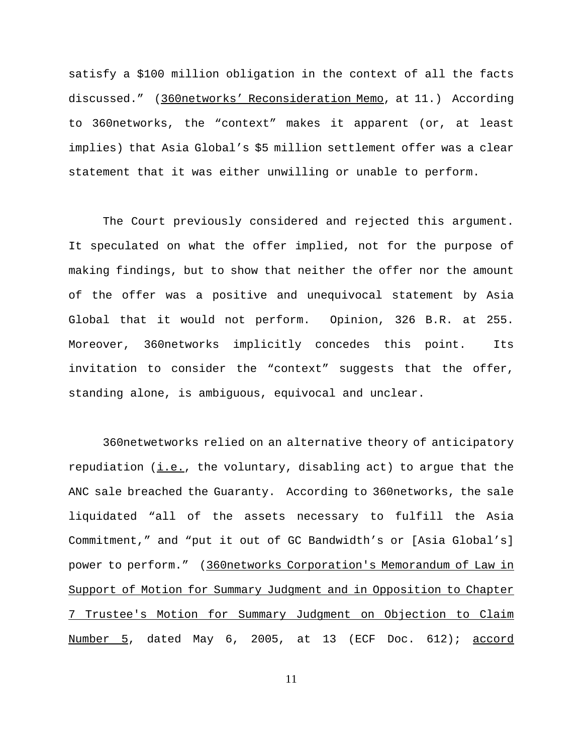satisfy a $100 million obligation in the context of all the facts discussed." (360networks' Reconsideration Memo, at 11.) According to 360networks, the "context" makes it apparent (or, at least implies) that Asia Global's $5 million settlement offer was a clear statement that it was either unwilling or unable to perform.

The Court previously considered and rejected this argument. It speculated on what the offer implied, not for the purpose of making findings, but to show that neither the offer nor the amount of the offer was a positive and unequivocal statement by Asia Global that it would not perform. Opinion, 326 B.R. at 255. Moreover, 360networks implicitly concedes this point. Its invitation to consider the "context" suggests that the offer, standing alone, is ambiguous, equivocal and unclear.

360netwetworks relied on an alternative theory of anticipatory repudiation (i.e., the voluntary, disabling act) to argue that the ANC sale breached the Guaranty. According to 360networks, the sale liquidated "all of the assets necessary to fulfill the Asia Commitment," and "put it out of GC Bandwidth's or [Asia Global's] power to perform." (360networks Corporation's Memorandum of Law in Support of Motion for Summary Judgment and in Opposition to Chapter 7 Trustee's Motion for Summary Judgment on Objection to Claim Number 5, dated May 6, 2005, at 13 (ECF Doc. 612); accord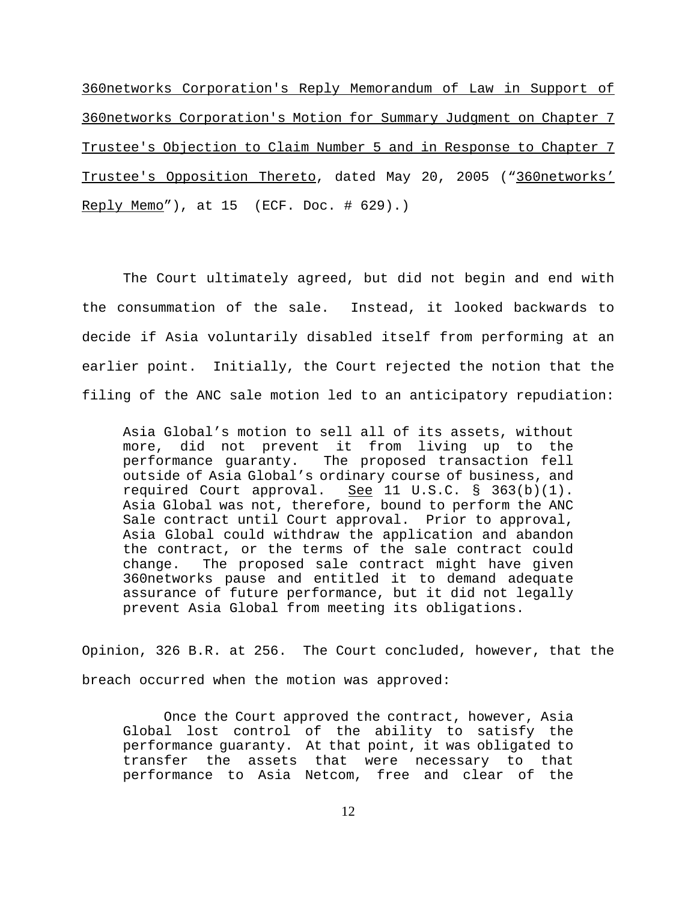360networks Corporation's Reply Memorandum of Law in Support of 360networks Corporation's Motion for Summary Judgment on Chapter 7 Trustee's Objection to Claim Number 5 and in Response to Chapter 7 Trustee's Opposition Thereto, dated May 20, 2005 ("360networks' Reply Memo"), at 15 (ECF. Doc. # 629).)

The Court ultimately agreed, but did not begin and end with the consummation of the sale. Instead, it looked backwards to decide if Asia voluntarily disabled itself from performing at an earlier point. Initially, the Court rejected the notion that the filing of the ANC sale motion led to an anticipatory repudiation:

> Asia Global's motion to sell all of its assets, without more, did not prevent it from living up to the performance guaranty. The proposed transaction fell outside of Asia Global's ordinary course of business, and required Court approval. See 11 U.S.C. § 363(b)(1). Asia Global was not, therefore, bound to perform the ANC Sale contract until Court approval. Prior to approval, Asia Global could withdraw the application and abandon the contract, or the terms of the sale contract could change. The proposed sale contract might have given 360networks pause and entitled it to demand adequate assurance of future performance, but it did not legally prevent Asia Global from meeting its obligations.

Opinion, 326 B.R. at 256. The Court concluded, however, that the breach occurred when the motion was approved:

> Once the Court approved the contract, however, Asia Global lost control of the ability to satisfy the performance guaranty. At that point, it was obligated to transfer the assets that were necessary to that performance to Asia Netcom, free and clear of the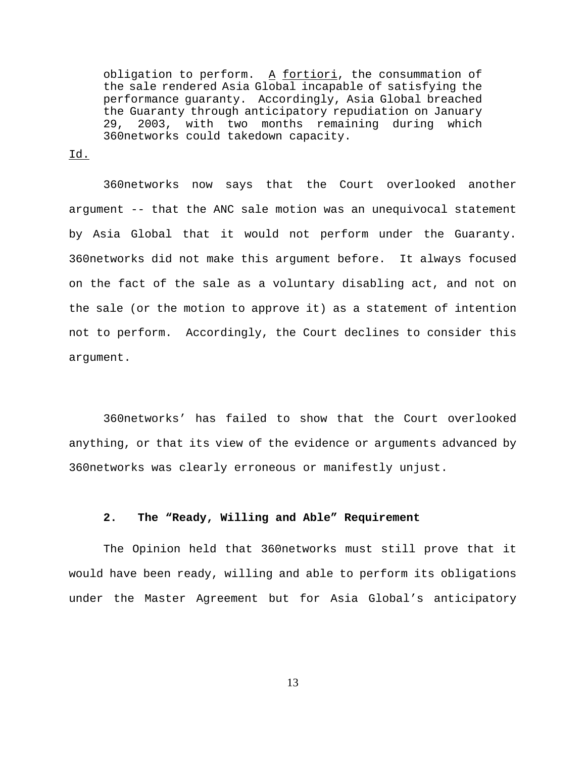> obligation to perform. *A fortiori*, the consummation of the sale rendered Asia Global incapable of satisfying the performance guaranty. Accordingly, Asia Global breached the Guaranty through anticipatory repudiation on January 29, 2003, with two months remaining during which 360networks could takedown capacity.

*Id.*

360networks now says that the Court overlooked another argument -- that the ANC sale motion was an unequivocal statement by Asia Global that it would not perform under the Guaranty. 360networks did not make this argument before. It always focused on the fact of the sale as a voluntary disabling act, and not on the sale (or the motion to approve it) as a statement of intention not to perform. Accordingly, the Court declines to consider this argument.

360networks' has failed to show that the Court overlooked anything, or that its view of the evidence or arguments advanced by 360networks was clearly erroneous or manifestly unjust.

**2. The "Ready, Willing and Able" Requirement**

The Opinion held that 360networks must still prove that it would have been ready, willing and able to perform its obligations under the Master Agreement but for Asia Global's anticipatory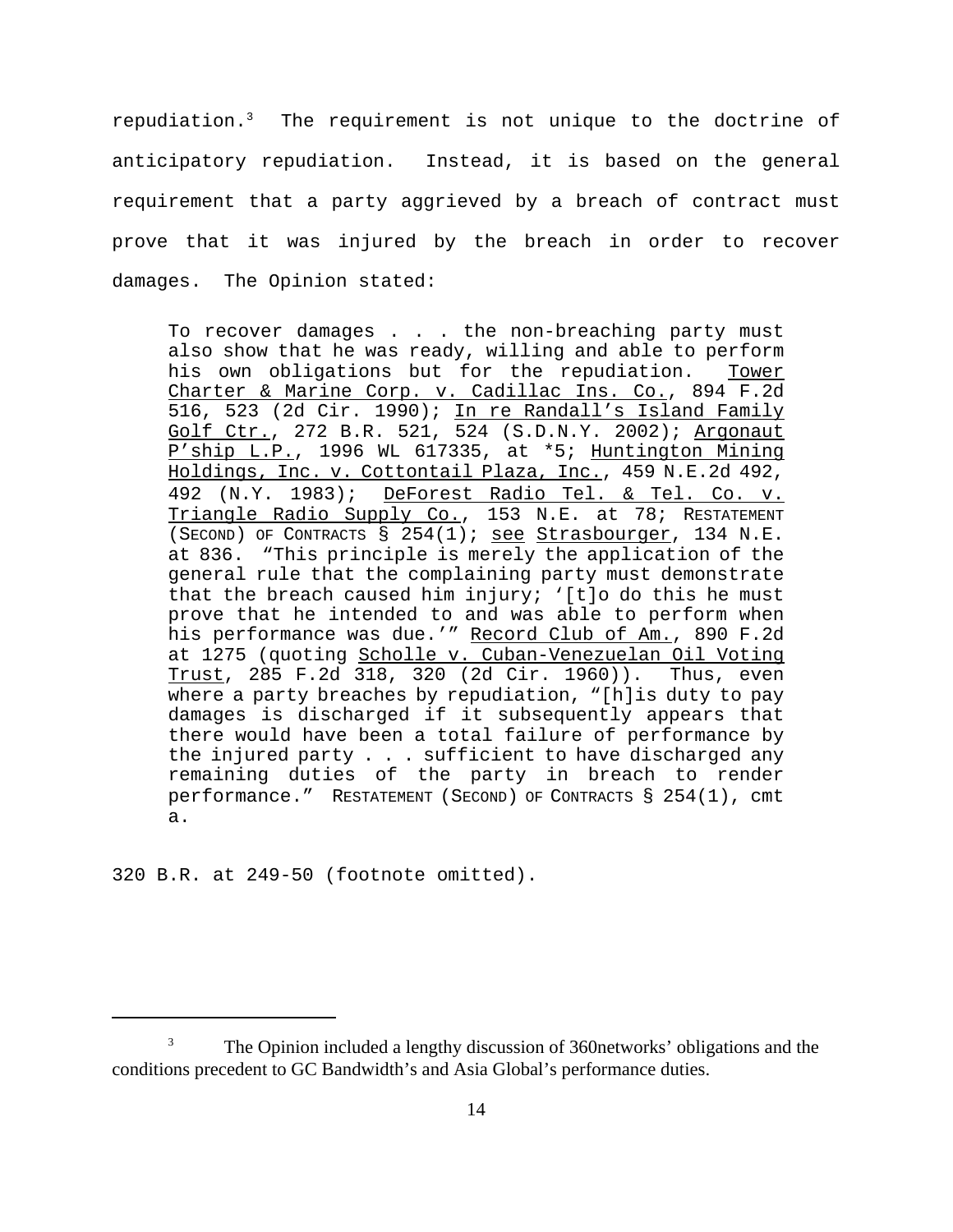repudiation.[3] The requirement is not unique to the doctrine of anticipatory repudiation. Instead, it is based on the general requirement that a party aggrieved by a breach of contract must prove that it was injured by the breach in order to recover damages. The Opinion stated:

> To recover damages . . . the non-breaching party must also show that he was ready, willing and able to perform his own obligations but for the repudiation. Tower Charter & Marine Corp. v. Cadillac Ins. Co., 894 F.2d 516, 523 (2d Cir. 1990); In re Randall's Island Family Golf Ctr., 272 B.R. 521, 524 (S.D.N.Y. 2002); Argonaut P'ship L.P., 1996 WL 617335, at *5; Huntington Mining Holdings, Inc. v. Cottontail Plaza, Inc., 459 N.E.2d 492, 492 (N.Y. 1983); DeForest Radio Tel. & Tel. Co. v. Triangle Radio Supply Co., 153 N.E. at 78; RESTATEMENT (SECOND) OF CONTRACTS § 254(1); see Strasbourger, 134 N.E. at 836. "This principle is merely the application of the general rule that the complaining party must demonstrate that the breach caused him injury; '[t]o do this he must prove that he intended to and was able to perform when his performance was due.'" Record Club of Am., 890 F.2d at 1275 (quoting Scholle v. Cuban-Venezuelan Oil Voting Trust, 285 F.2d 318, 320 (2d Cir. 1960)). Thus, even where a party breaches by repudiation, "[h]is duty to pay damages is discharged if it subsequently appears that there would have been a total failure of performance by the injured party . . . sufficient to have discharged any remaining duties of the party in breach to render performance." RESTATEMENT (SECOND) OF CONTRACTS § 254(1), cmt a.

320 B.R. at 249-50 (footnote omitted).

---

[3] The Opinion included a lengthy discussion of 360networks' obligations and the conditions precedent to GC Bandwidth's and Asia Global's performance duties.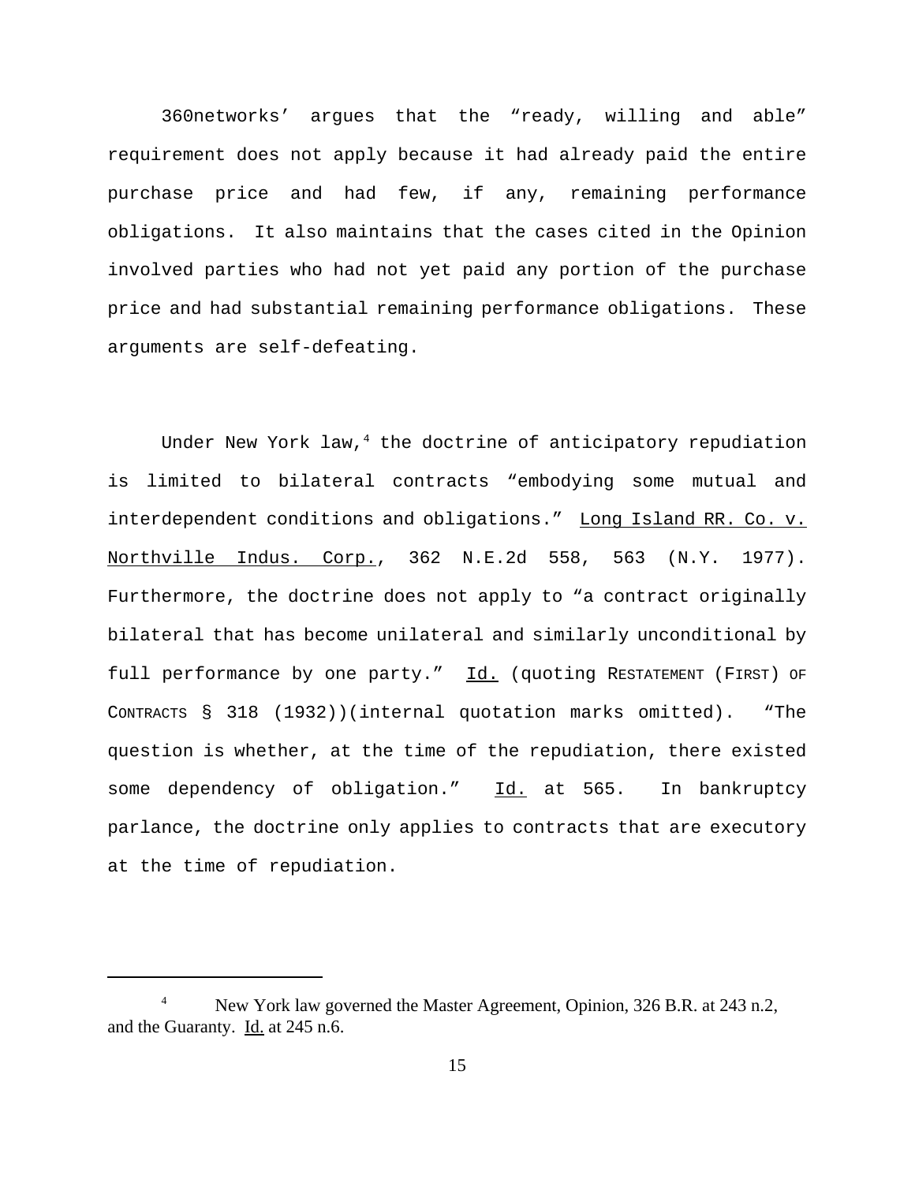360networks' argues that the "ready, willing and able" requirement does not apply because it had already paid the entire purchase price and had few, if any, remaining performance obligations. It also maintains that the cases cited in the Opinion involved parties who had not yet paid any portion of the purchase price and had substantial remaining performance obligations. These arguments are self-defeating.

Under New York law,[4] the doctrine of anticipatory repudiation is limited to bilateral contracts "embodying some mutual and interdependent conditions and obligations." Long Island RR. Co. v. Northville Indus. Corp., 362 N.E.2d 558, 563 (N.Y. 1977). Furthermore, the doctrine does not apply to "a contract originally bilateral that has become unilateral and similarly unconditional by full performance by one party." Id. (quoting RESTATEMENT (FIRST) OF CONTRACTS § 318 (1932))(internal quotation marks omitted). "The question is whether, at the time of the repudiation, there existed some dependency of obligation." Id. at 565. In bankruptcy parlance, the doctrine only applies to contracts that are executory at the time of repudiation.

---

[4] New York law governed the Master Agreement, Opinion, 326 B.R. at 243 n.2, and the Guaranty. Id. at 245 n.6.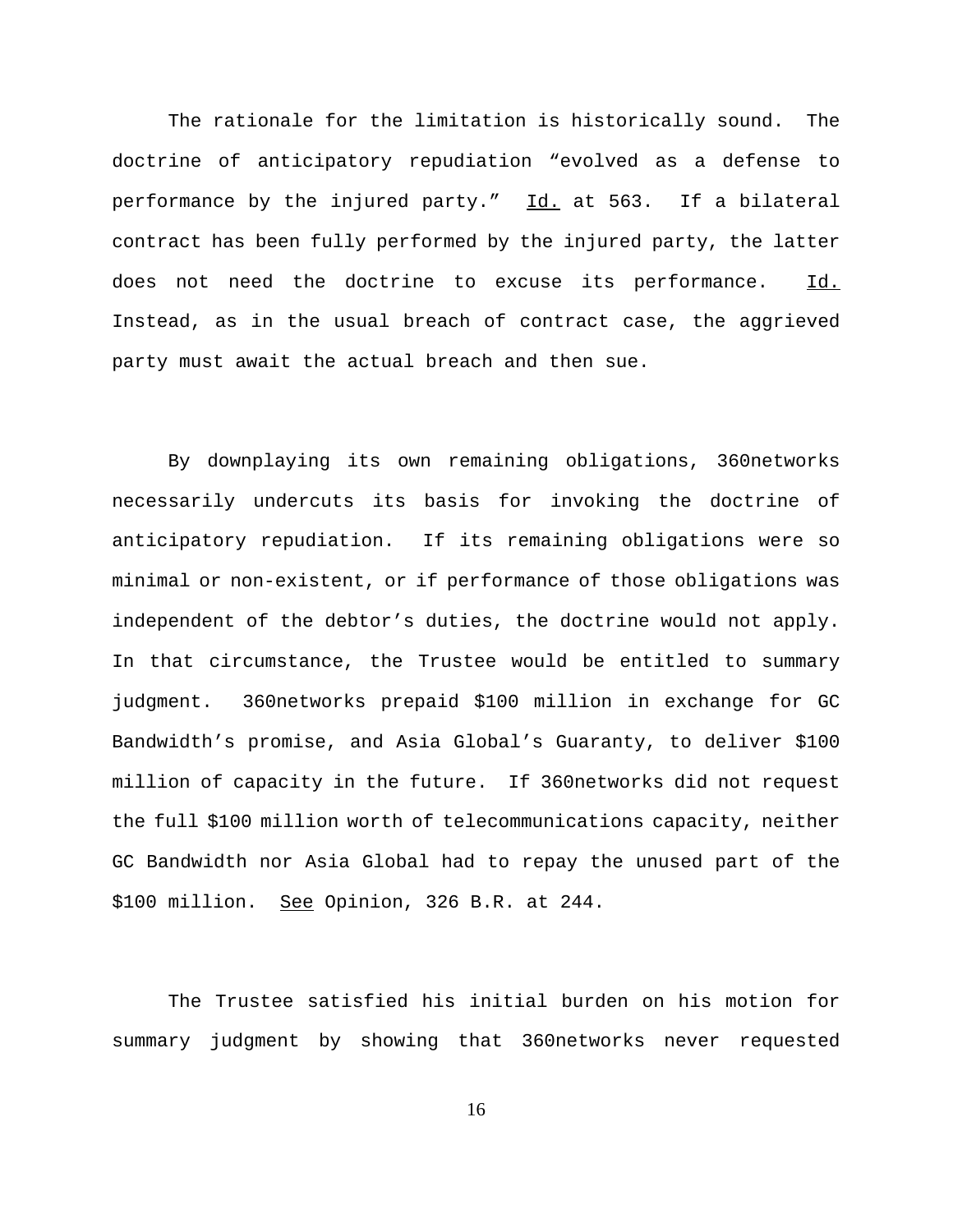The rationale for the limitation is historically sound. The doctrine of anticipatory repudiation "evolved as a defense to performance by the injured party." Id. at 563. If a bilateral contract has been fully performed by the injured party, the latter does not need the doctrine to excuse its performance. Id. Instead, as in the usual breach of contract case, the aggrieved party must await the actual breach and then sue.

By downplaying its own remaining obligations, 360networks necessarily undercuts its basis for invoking the doctrine of anticipatory repudiation. If its remaining obligations were so minimal or non-existent, or if performance of those obligations was independent of the debtor's duties, the doctrine would not apply. In that circumstance, the Trustee would be entitled to summary judgment. 360networks prepaid $100 million in exchange for GC Bandwidth's promise, and Asia Global's Guaranty, to deliver $100 million of capacity in the future. If 360networks did not request the full $100 million worth of telecommunications capacity, neither GC Bandwidth nor Asia Global had to repay the unused part of the $100 million. See Opinion, 326 B.R. at 244.

The Trustee satisfied his initial burden on his motion for summary judgment by showing that 360networks never requested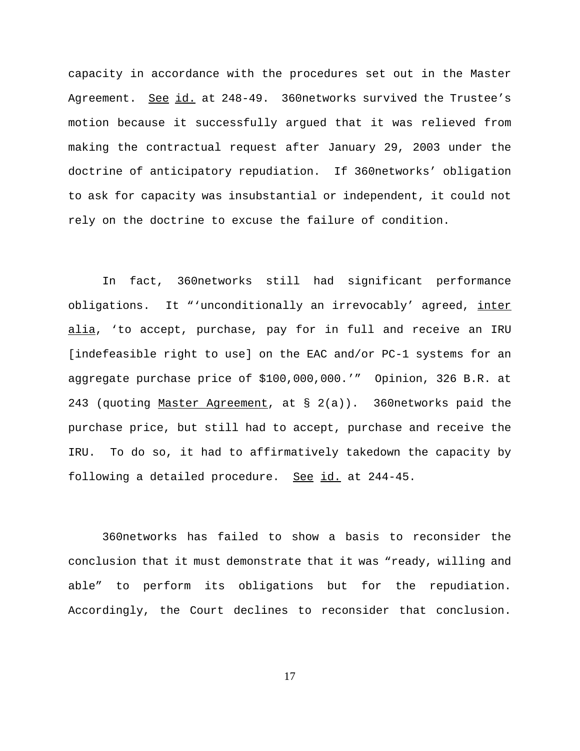capacity in accordance with the procedures set out in the Master Agreement. See id. at 248-49. 360networks survived the Trustee's motion because it successfully argued that it was relieved from making the contractual request after January 29, 2003 under the doctrine of anticipatory repudiation. If 360networks' obligation to ask for capacity was insubstantial or independent, it could not rely on the doctrine to excuse the failure of condition.

In fact, 360networks still had significant performance obligations. It "'unconditionally an irrevocably' agreed, inter alia, 'to accept, purchase, pay for in full and receive an IRU [indefeasible right to use] on the EAC and/or PC-1 systems for an aggregate purchase price of $100,000,000.'" Opinion, 326 B.R. at 243 (quoting Master Agreement, at § 2(a)). 360networks paid the purchase price, but still had to accept, purchase and receive the IRU. To do so, it had to affirmatively takedown the capacity by following a detailed procedure. See id. at 244-45.

360networks has failed to show a basis to reconsider the conclusion that it must demonstrate that it was "ready, willing and able" to perform its obligations but for the repudiation. Accordingly, the Court declines to reconsider that conclusion.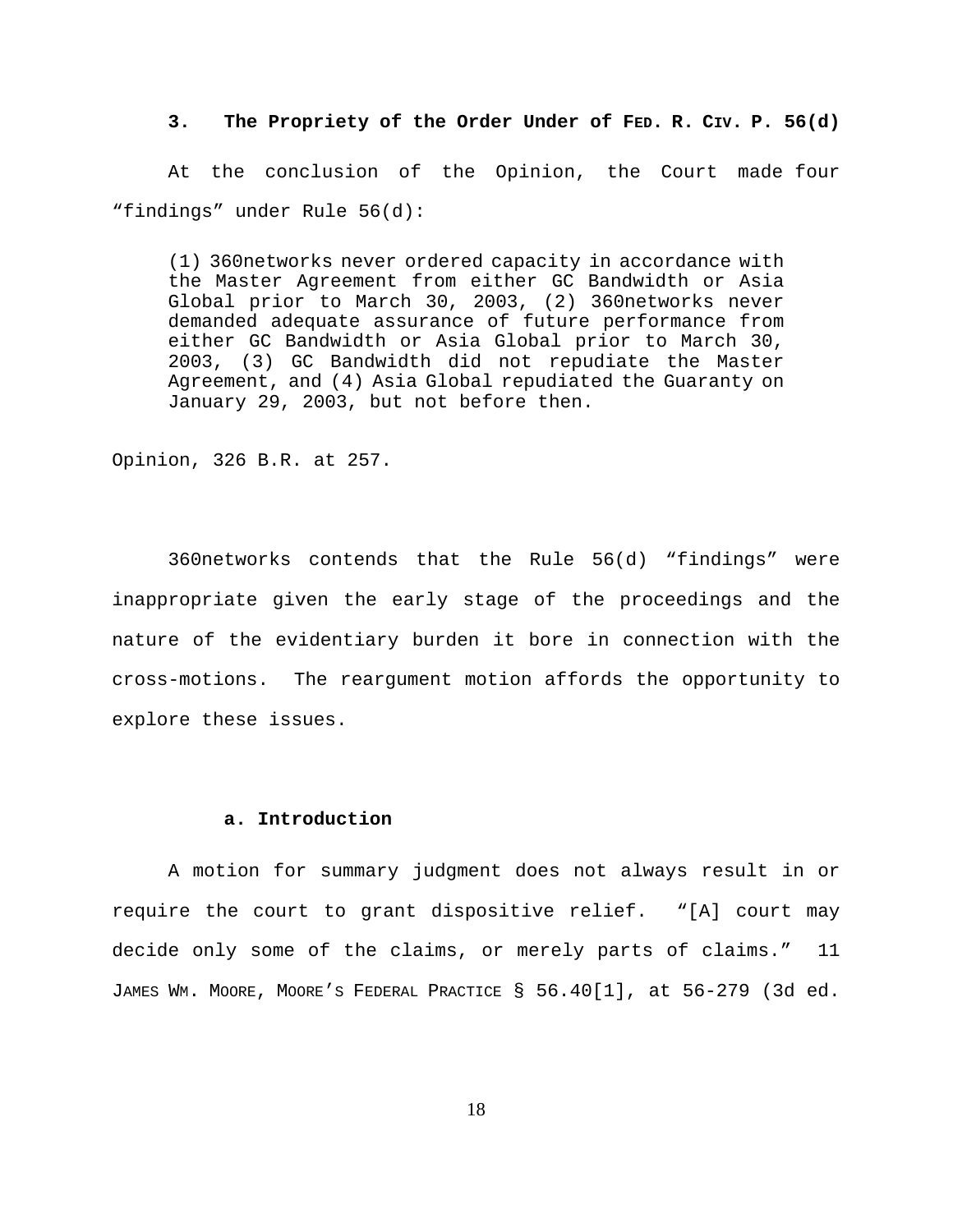### 3. The Propriety of the Order Under of FED. R. CIV. P. 56(d)

At the conclusion of the Opinion, the Court made four "findings" under Rule 56(d):

> (1) 360networks never ordered capacity in accordance with the Master Agreement from either GC Bandwidth or Asia Global prior to March 30, 2003, (2) 360networks never demanded adequate assurance of future performance from either GC Bandwidth or Asia Global prior to March 30, 2003, (3) GC Bandwidth did not repudiate the Master Agreement, and (4) Asia Global repudiated the Guaranty on January 29, 2003, but not before then.

Opinion, 326 B.R. at 257.

360networks contends that the Rule 56(d) "findings" were inappropriate given the early stage of the proceedings and the nature of the evidentiary burden it bore in connection with the cross-motions. The reargument motion affords the opportunity to explore these issues.

#### a. Introduction

A motion for summary judgment does not always result in or require the court to grant dispositive relief. "[A] court may decide only some of the claims, or merely parts of claims." 11 JAMES WM. MOORE, MOORE'S FEDERAL PRACTICE § 56.40[1], at 56-279 (3d ed.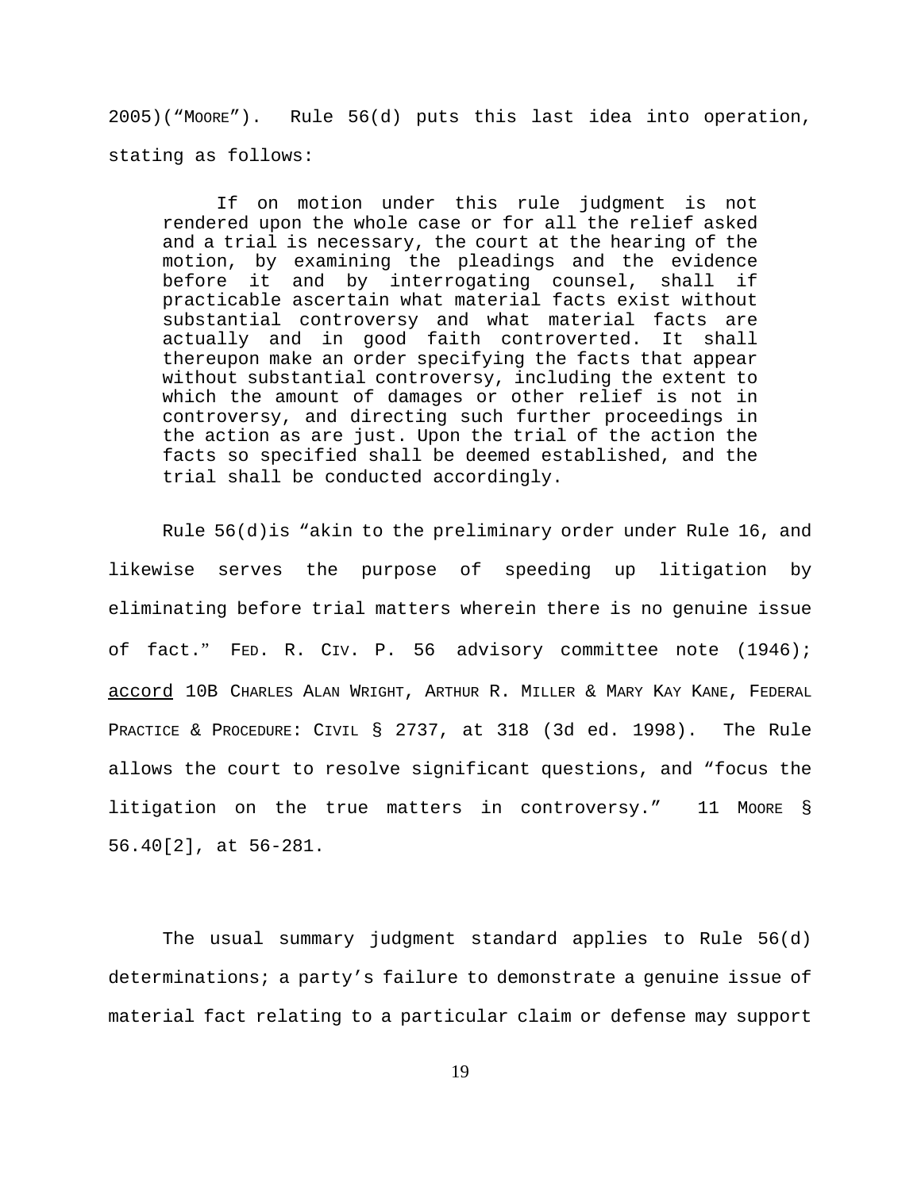2005)("MOORE"). Rule 56(d) puts this last idea into operation, stating as follows:

> If on motion under this rule judgment is not rendered upon the whole case or for all the relief asked and a trial is necessary, the court at the hearing of the motion, by examining the pleadings and the evidence before it and by interrogating counsel, shall if practicable ascertain what material facts exist without substantial controversy and what material facts are actually and in good faith controverted. It shall thereupon make an order specifying the facts that appear without substantial controversy, including the extent to which the amount of damages or other relief is not in controversy, and directing such further proceedings in the action as are just. Upon the trial of the action the facts so specified shall be deemed established, and the trial shall be conducted accordingly.

Rule 56(d)is "akin to the preliminary order under Rule 16, and likewise serves the purpose of speeding up litigation by eliminating before trial matters wherein there is no genuine issue of fact." FED. R. CIV. P. 56 advisory committee note (1946); accord 10B CHARLES ALAN WRIGHT, ARTHUR R. MILLER & MARY KAY KANE, FEDERAL PRACTICE & PROCEDURE: CIVIL § 2737, at 318 (3d ed. 1998). The Rule allows the court to resolve significant questions, and "focus the litigation on the true matters in controversy." 11 MOORE § 56.40[2], at 56-281.

The usual summary judgment standard applies to Rule 56(d) determinations; a party's failure to demonstrate a genuine issue of material fact relating to a particular claim or defense may support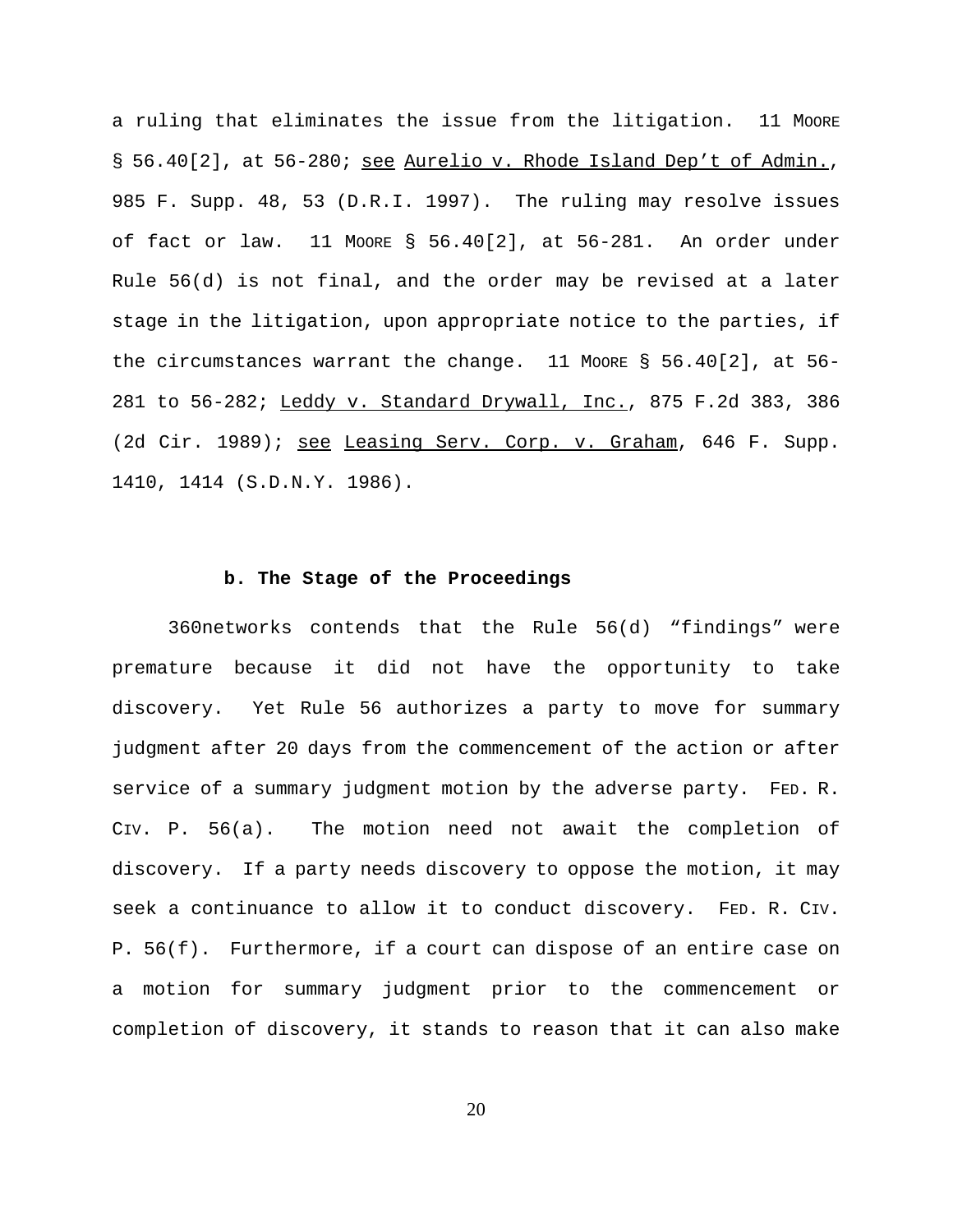a ruling that eliminates the issue from the litigation. 11 MOORE § 56.40[2], at 56-280; see Aurelio v. Rhode Island Dep't of Admin., 985 F. Supp. 48, 53 (D.R.I. 1997). The ruling may resolve issues of fact or law. 11 MOORE § 56.40[2], at 56-281. An order under Rule 56(d) is not final, and the order may be revised at a later stage in the litigation, upon appropriate notice to the parties, if the circumstances warrant the change. 11 MOORE § 56.40[2], at 56-281 to 56-282; Leddy v. Standard Drywall, Inc., 875 F.2d 383, 386 (2d Cir. 1989); see Leasing Serv. Corp. v. Graham, 646 F. Supp. 1410, 1414 (S.D.N.Y. 1986).

### b. The Stage of the Proceedings

360networks contends that the Rule 56(d) "findings" were premature because it did not have the opportunity to take discovery. Yet Rule 56 authorizes a party to move for summary judgment after 20 days from the commencement of the action or after service of a summary judgment motion by the adverse party. FED. R. CIV. P. 56(a). The motion need not await the completion of discovery. If a party needs discovery to oppose the motion, it may seek a continuance to allow it to conduct discovery. FED. R. CIV. P. 56(f). Furthermore, if a court can dispose of an entire case on a motion for summary judgment prior to the commencement or completion of discovery, it stands to reason that it can also make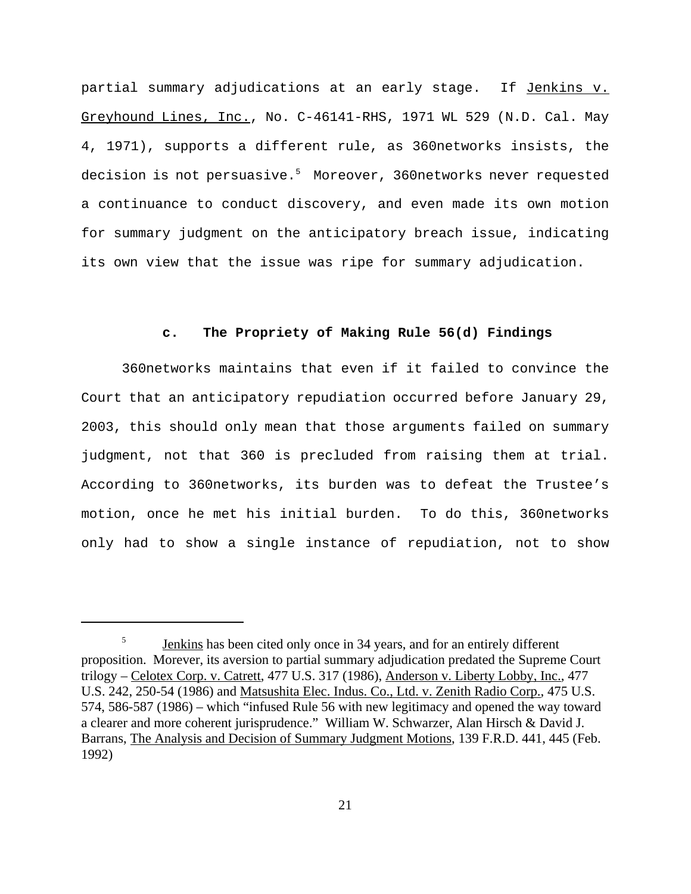partial summary adjudications at an early stage. If Jenkins v. Greyhound Lines, Inc., No. C-46141-RHS, 1971 WL 529 (N.D. Cal. May 4, 1971), supports a different rule, as 360networks insists, the decision is not persuasive.[5] Moreover, 360networks never requested a continuance to conduct discovery, and even made its own motion for summary judgment on the anticipatory breach issue, indicating its own view that the issue was ripe for summary adjudication.

### c. The Propriety of Making Rule 56(d) Findings

360networks maintains that even if it failed to convince the Court that an anticipatory repudiation occurred before January 29, 2003, this should only mean that those arguments failed on summary judgment, not that 360 is precluded from raising them at trial. According to 360networks, its burden was to defeat the Trustee's motion, once he met his initial burden. To do this, 360networks only had to show a single instance of repudiation, not to show

---

[5] Jenkins has been cited only once in 34 years, and for an entirely different proposition. Morever, its aversion to partial summary adjudication predated the Supreme Court trilogy – Celotex Corp. v. Catrett, 477 U.S. 317 (1986), Anderson v. Liberty Lobby, Inc., 477 U.S. 242, 250-54 (1986) and Matsushita Elec. Indus. Co., Ltd. v. Zenith Radio Corp., 475 U.S. 574, 586-587 (1986) – which "infused Rule 56 with new legitimacy and opened the way toward a clearer and more coherent jurisprudence." William W. Schwarzer, Alan Hirsch & David J. Barrans, The Analysis and Decision of Summary Judgment Motions, 139 F.R.D. 441, 445 (Feb. 1992)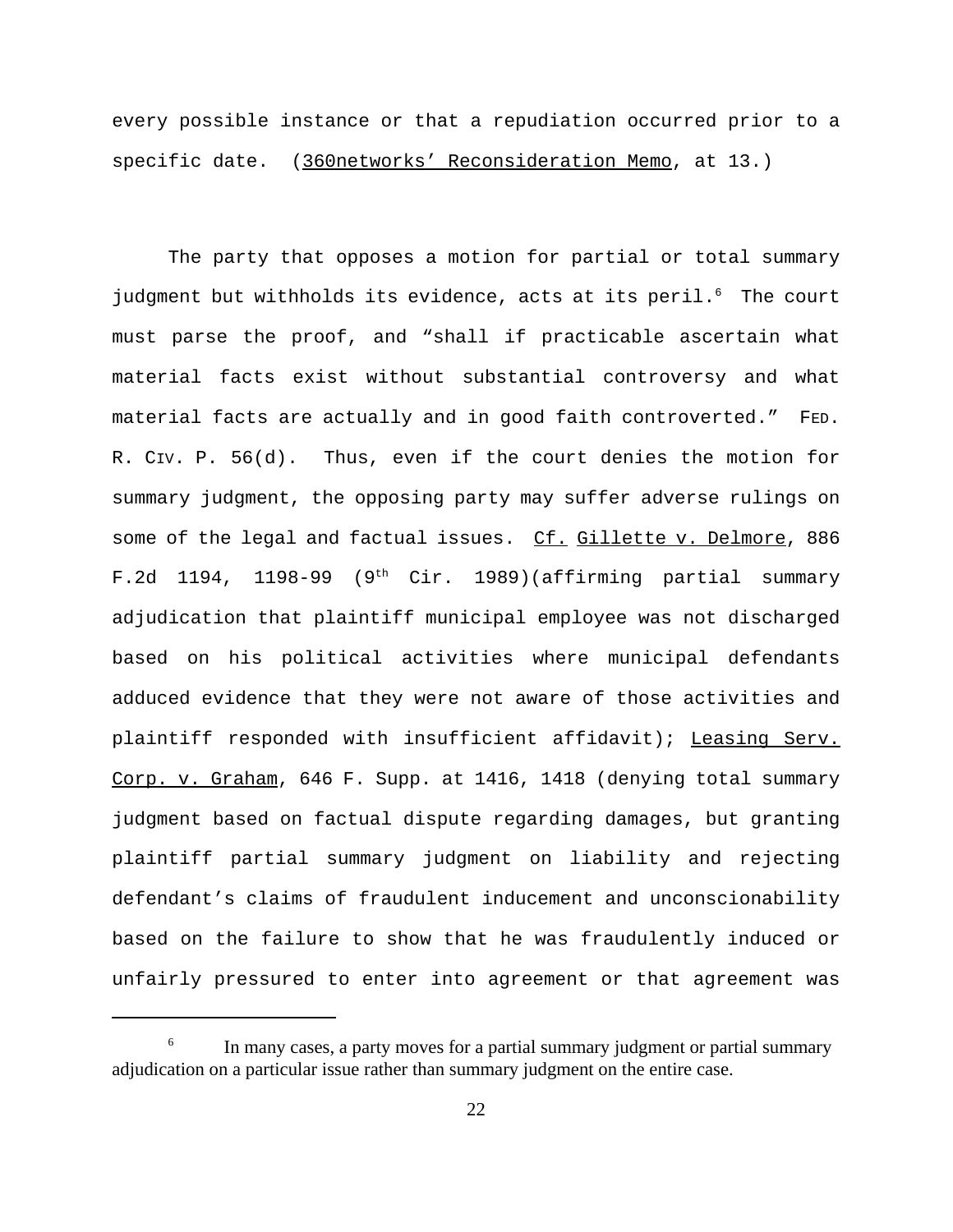every possible instance or that a repudiation occurred prior to a specific date. (360networks' Reconsideration Memo, at 13.)

The party that opposes a motion for partial or total summary judgment but withholds its evidence, acts at its peril.[6] The court must parse the proof, and "shall if practicable ascertain what material facts exist without substantial controversy and what material facts are actually and in good faith controverted." FED. R. CIV. P. 56(d). Thus, even if the court denies the motion for summary judgment, the opposing party may suffer adverse rulings on some of the legal and factual issues. Cf. Gillette v. Delmore, 886 F.2d 1194, 1198-99 (9th Cir. 1989)(affirming partial summary adjudication that plaintiff municipal employee was not discharged based on his political activities where municipal defendants adduced evidence that they were not aware of those activities and plaintiff responded with insufficient affidavit); Leasing Serv. Corp. v. Graham, 646 F. Supp. at 1416, 1418 (denying total summary judgment based on factual dispute regarding damages, but granting plaintiff partial summary judgment on liability and rejecting defendant's claims of fraudulent inducement and unconscionability based on the failure to show that he was fraudulently induced or unfairly pressured to enter into agreement or that agreement was

[6] In many cases, a party moves for a partial summary judgment or partial summary adjudication on a particular issue rather than summary judgment on the entire case.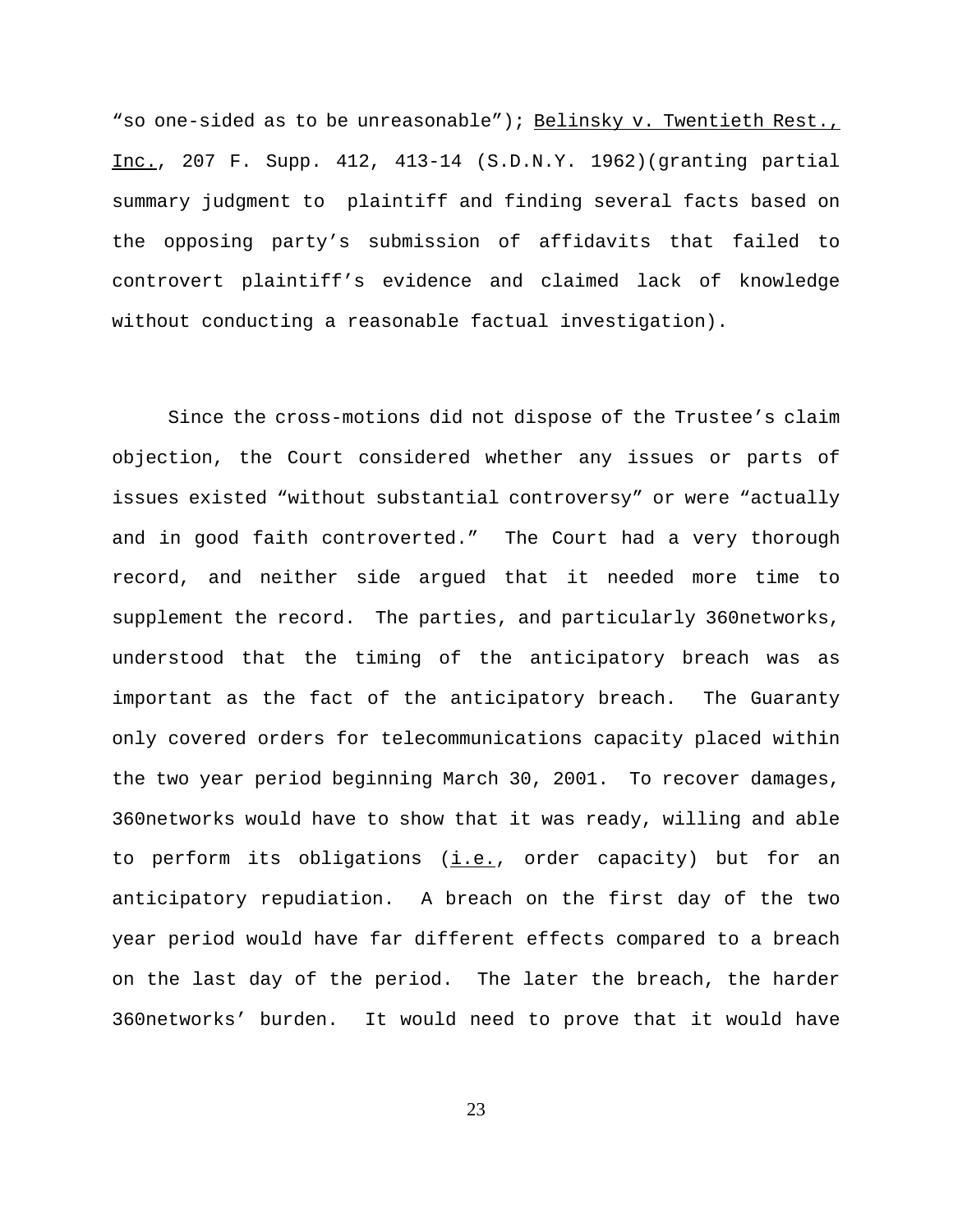"so one-sided as to be unreasonable"); Belinsky v. Twentieth Rest., Inc., 207 F. Supp. 412, 413-14 (S.D.N.Y. 1962)(granting partial summary judgment to plaintiff and finding several facts based on the opposing party's submission of affidavits that failed to controvert plaintiff's evidence and claimed lack of knowledge without conducting a reasonable factual investigation).

Since the cross-motions did not dispose of the Trustee's claim objection, the Court considered whether any issues or parts of issues existed "without substantial controversy" or were "actually and in good faith controverted." The Court had a very thorough record, and neither side argued that it needed more time to supplement the record. The parties, and particularly 360networks, understood that the timing of the anticipatory breach was as important as the fact of the anticipatory breach. The Guaranty only covered orders for telecommunications capacity placed within the two year period beginning March 30, 2001. To recover damages, 360networks would have to show that it was ready, willing and able to perform its obligations (i.e., order capacity) but for an anticipatory repudiation. A breach on the first day of the two year period would have far different effects compared to a breach on the last day of the period. The later the breach, the harder 360networks' burden. It would need to prove that it would have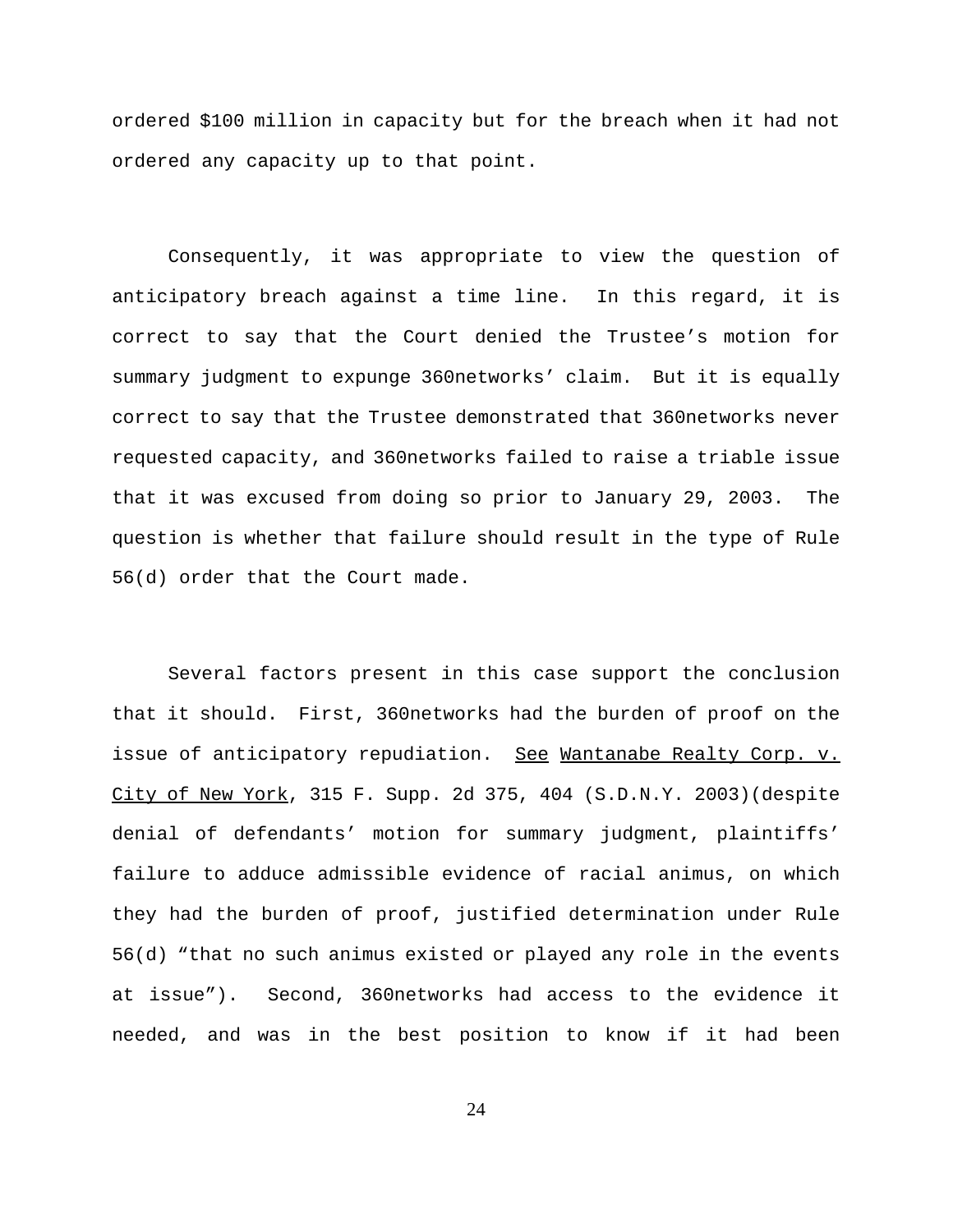ordered $100 million in capacity but for the breach when it had not ordered any capacity up to that point.

Consequently, it was appropriate to view the question of anticipatory breach against a time line. In this regard, it is correct to say that the Court denied the Trustee's motion for summary judgment to expunge 360networks' claim. But it is equally correct to say that the Trustee demonstrated that 360networks never requested capacity, and 360networks failed to raise a triable issue that it was excused from doing so prior to January 29, 2003. The question is whether that failure should result in the type of Rule 56(d) order that the Court made.

Several factors present in this case support the conclusion that it should. First, 360networks had the burden of proof on the issue of anticipatory repudiation. See Wantanabe Realty Corp. v. City of New York, 315 F. Supp. 2d 375, 404 (S.D.N.Y. 2003)(despite denial of defendants' motion for summary judgment, plaintiffs' failure to adduce admissible evidence of racial animus, on which they had the burden of proof, justified determination under Rule 56(d) "that no such animus existed or played any role in the events at issue"). Second, 360networks had access to the evidence it needed, and was in the best position to know if it had been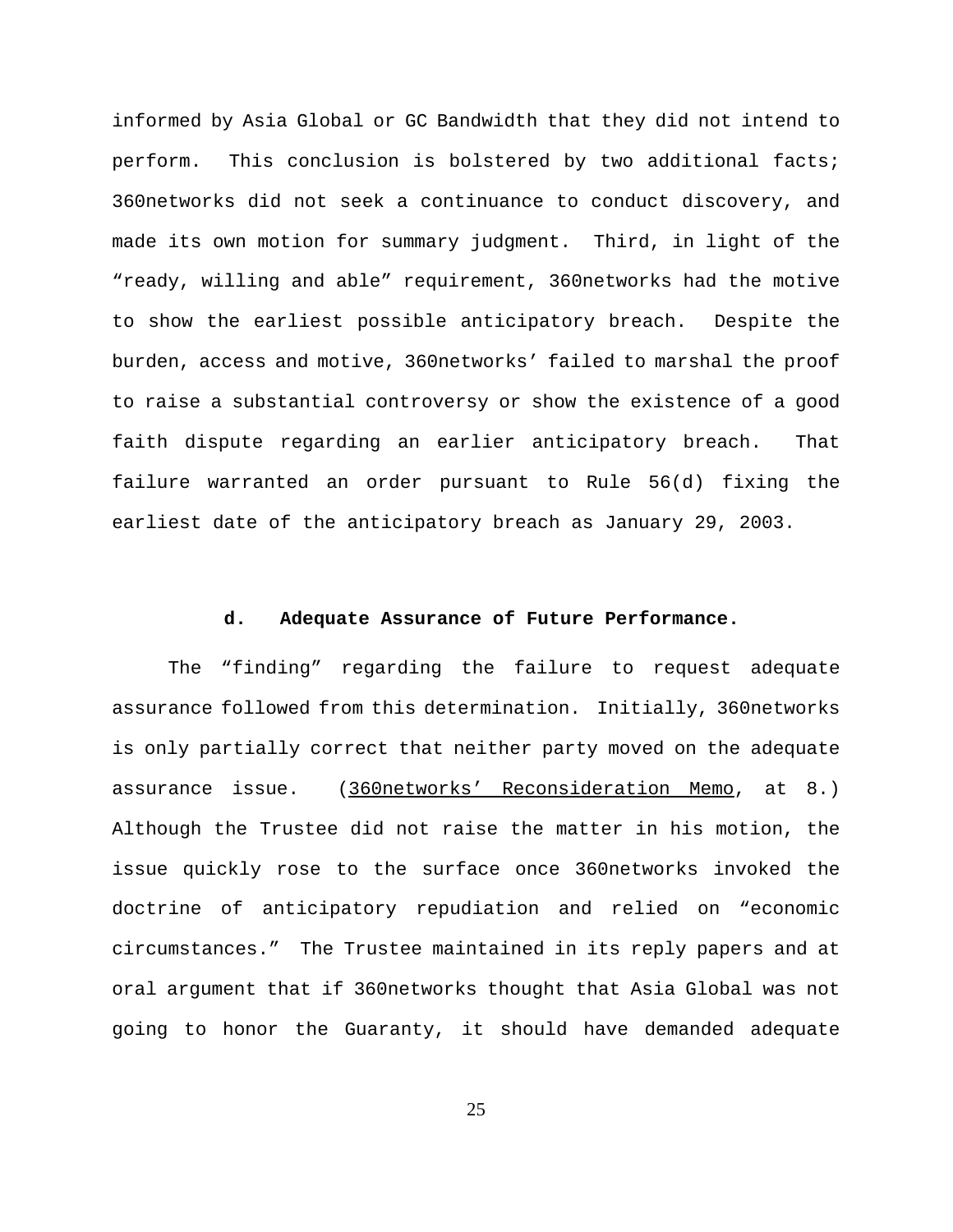informed by Asia Global or GC Bandwidth that they did not intend to perform. This conclusion is bolstered by two additional facts; 360networks did not seek a continuance to conduct discovery, and made its own motion for summary judgment. Third, in light of the "ready, willing and able" requirement, 360networks had the motive to show the earliest possible anticipatory breach. Despite the burden, access and motive, 360networks' failed to marshal the proof to raise a substantial controversy or show the existence of a good faith dispute regarding an earlier anticipatory breach. That failure warranted an order pursuant to Rule 56(d) fixing the earliest date of the anticipatory breach as January 29, 2003.

### d. Adequate Assurance of Future Performance.

The "finding" regarding the failure to request adequate assurance followed from this determination. Initially, 360networks is only partially correct that neither party moved on the adequate assurance issue. (360networks' Reconsideration Memo, at 8.) Although the Trustee did not raise the matter in his motion, the issue quickly rose to the surface once 360networks invoked the doctrine of anticipatory repudiation and relied on "economic circumstances." The Trustee maintained in its reply papers and at oral argument that if 360networks thought that Asia Global was not going to honor the Guaranty, it should have demanded adequate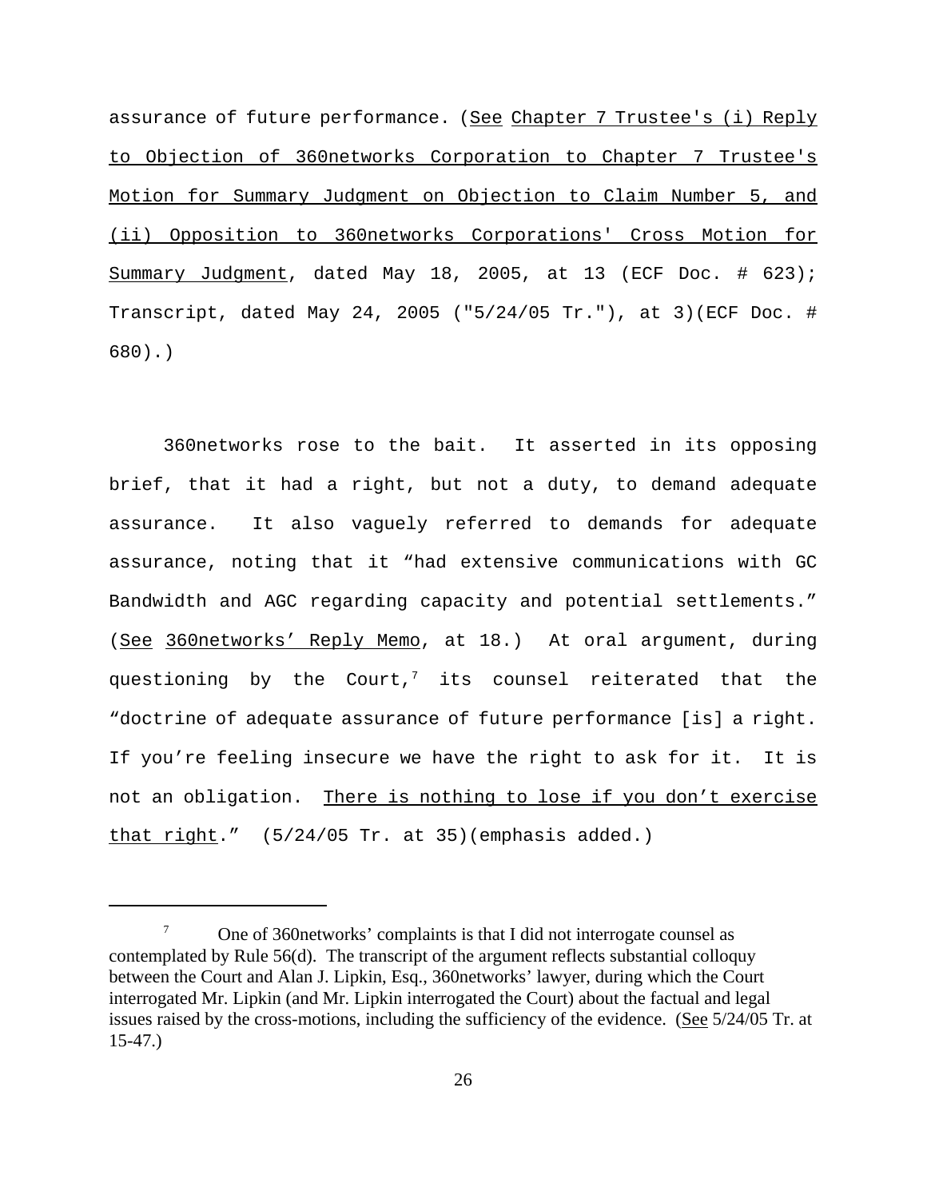assurance of future performance. (See Chapter 7 Trustee's (i) Reply to Objection of 360networks Corporation to Chapter 7 Trustee's Motion for Summary Judgment on Objection to Claim Number 5, and (ii) Opposition to 360networks Corporations' Cross Motion for Summary Judgment, dated May 18, 2005, at 13 (ECF Doc. # 623); Transcript, dated May 24, 2005 ("5/24/05 Tr."), at 3)(ECF Doc. # 680).)

360networks rose to the bait. It asserted in its opposing brief, that it had a right, but not a duty, to demand adequate assurance. It also vaguely referred to demands for adequate assurance, noting that it "had extensive communications with GC Bandwidth and AGC regarding capacity and potential settlements." (See 360networks' Reply Memo, at 18.) At oral argument, during questioning by the Court,[7] its counsel reiterated that the "doctrine of adequate assurance of future performance [is] a right. If you're feeling insecure we have the right to ask for it. It is not an obligation. <u>There is nothing to lose if you don't exercise that right</u>." (5/24/05 Tr. at 35)(emphasis added.)

---

[7] One of 360networks' complaints is that I did not interrogate counsel as contemplated by Rule 56(d). The transcript of the argument reflects substantial colloquy between the Court and Alan J. Lipkin, Esq., 360networks' lawyer, during which the Court interrogated Mr. Lipkin (and Mr. Lipkin interrogated the Court) about the factual and legal issues raised by the cross-motions, including the sufficiency of the evidence. (See 5/24/05 Tr. at 15-47.)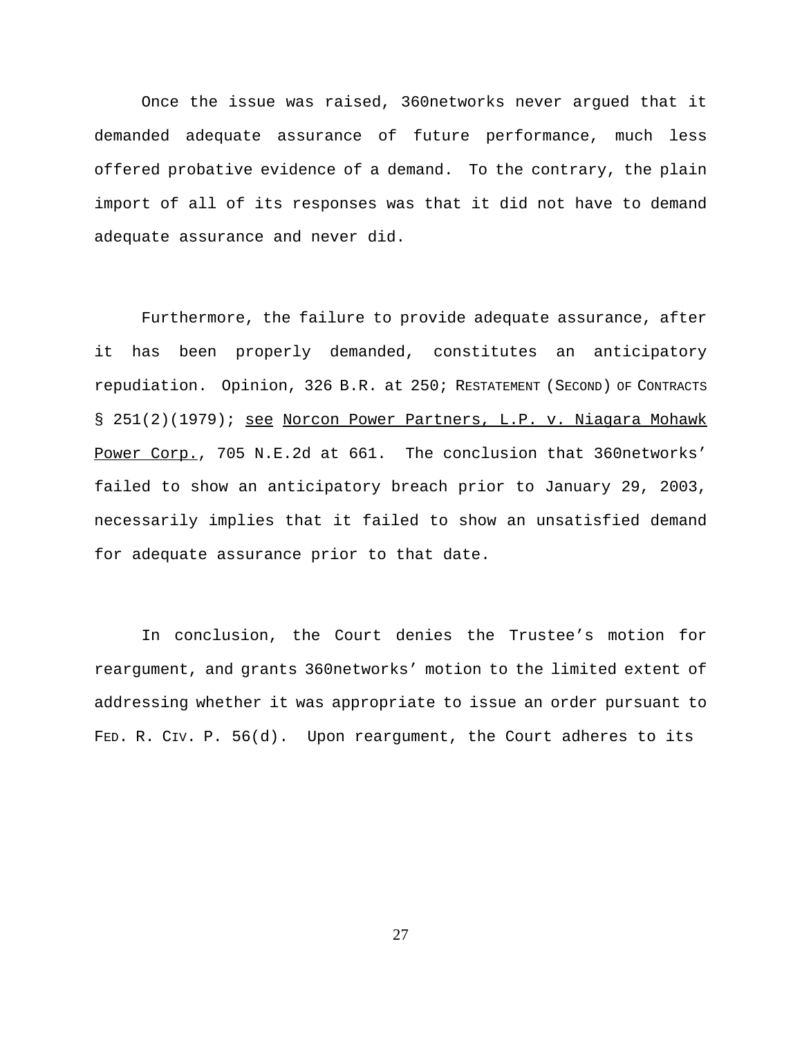Once the issue was raised, 360networks never argued that it demanded adequate assurance of future performance, much less offered probative evidence of a demand. To the contrary, the plain import of all of its responses was that it did not have to demand adequate assurance and never did.

Furthermore, the failure to provide adequate assurance, after it has been properly demanded, constitutes an anticipatory repudiation. Opinion, 326 B.R. at 250; RESTATEMENT (SECOND) OF CONTRACTS § 251(2)(1979); see Norcon Power Partners, L.P. v. Niagara Mohawk Power Corp., 705 N.E.2d at 661. The conclusion that 360networks' failed to show an anticipatory breach prior to January 29, 2003, necessarily implies that it failed to show an unsatisfied demand for adequate assurance prior to that date.

In conclusion, the Court denies the Trustee's motion for reargument, and grants 360networks' motion to the limited extent of addressing whether it was appropriate to issue an order pursuant to FED. R. CIV. P. 56(d). Upon reargument, the Court adheres to its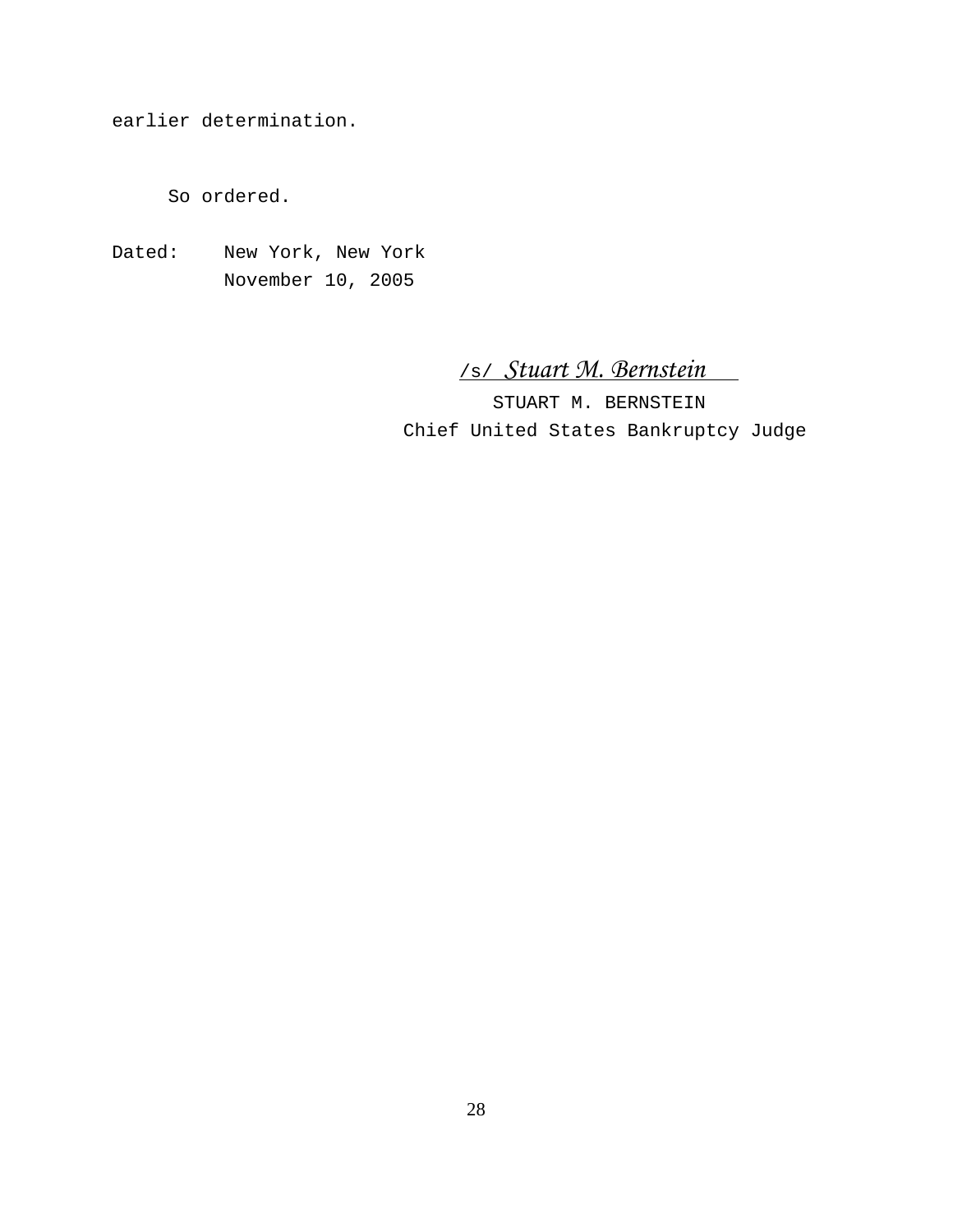earlier determination.

So ordered.

Dated: New York, New York
November 10, 2005

/s/ *Stuart M. Bernstein*
STUART M. BERNSTEIN
Chief United States Bankruptcy Judge